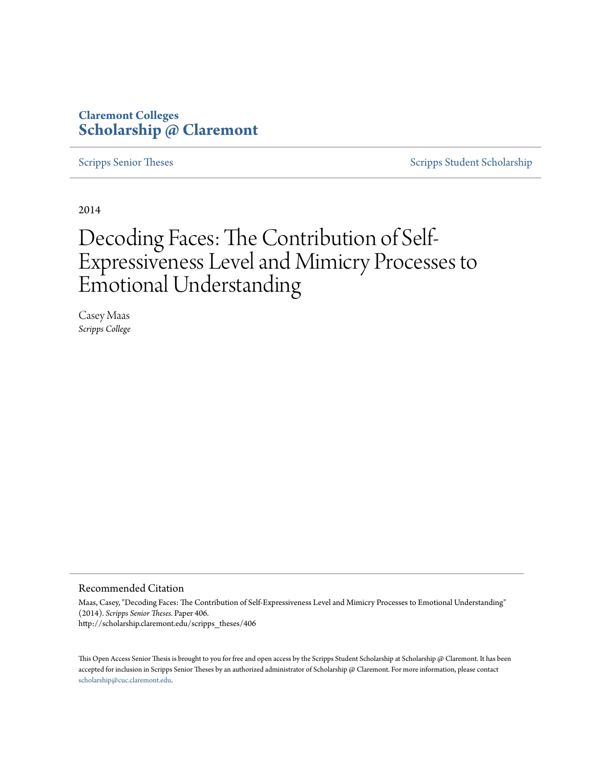**Claremont Colleges**
**Scholarship @ Claremont**

Scripps Senior Theses | Scripps Student Scholarship

2014

# Decoding Faces: The Contribution of Self-Expressiveness Level and Mimicry Processes to Emotional Understanding

Casey Maas
*Scripps College*

## Recommended Citation

Maas, Casey, "Decoding Faces: The Contribution of Self-Expressiveness Level and Mimicry Processes to Emotional Understanding" (2014). *Scripps Senior Theses.* Paper 406.
http://scholarship.claremont.edu/scripps_theses/406

This Open Access Senior Thesis is brought to you for free and open access by the Scripps Student Scholarship at Scholarship @ Claremont. It has been accepted for inclusion in Scripps Senior Theses by an authorized administrator of Scholarship @ Claremont. For more information, please contact scholarship@cuc.claremont.edu.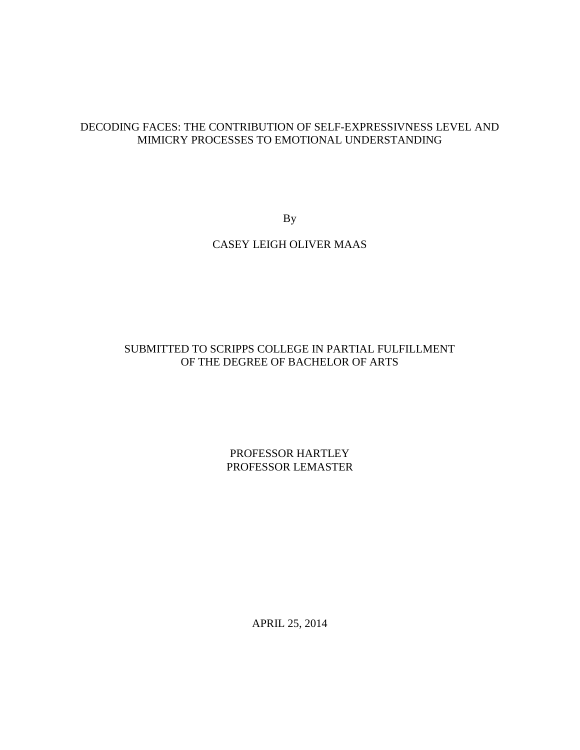DECODING FACES: THE CONTRIBUTION OF SELF-EXPRESSIVNESS LEVEL AND MIMICRY PROCESSES TO EMOTIONAL UNDERSTANDING

By

CASEY LEIGH OLIVER MAAS

SUBMITTED TO SCRIPPS COLLEGE IN PARTIAL FULFILLMENT OF THE DEGREE OF BACHELOR OF ARTS

PROFESSOR HARTLEY
PROFESSOR LEMASTER

APRIL 25, 2014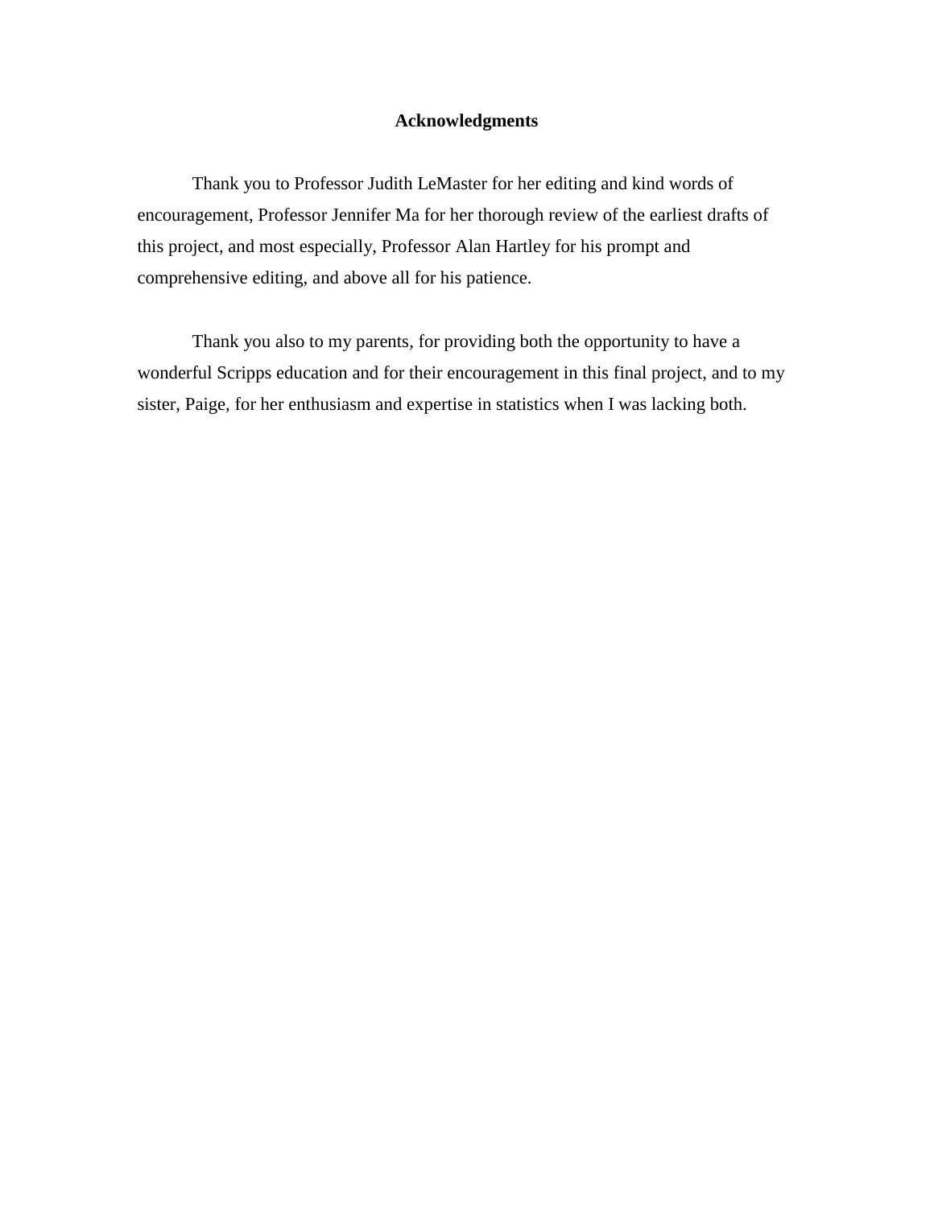# Acknowledgments

Thank you to Professor Judith LeMaster for her editing and kind words of encouragement, Professor Jennifer Ma for her thorough review of the earliest drafts of this project, and most especially, Professor Alan Hartley for his prompt and comprehensive editing, and above all for his patience.

Thank you also to my parents, for providing both the opportunity to have a wonderful Scripps education and for their encouragement in this final project, and to my sister, Paige, for her enthusiasm and expertise in statistics when I was lacking both.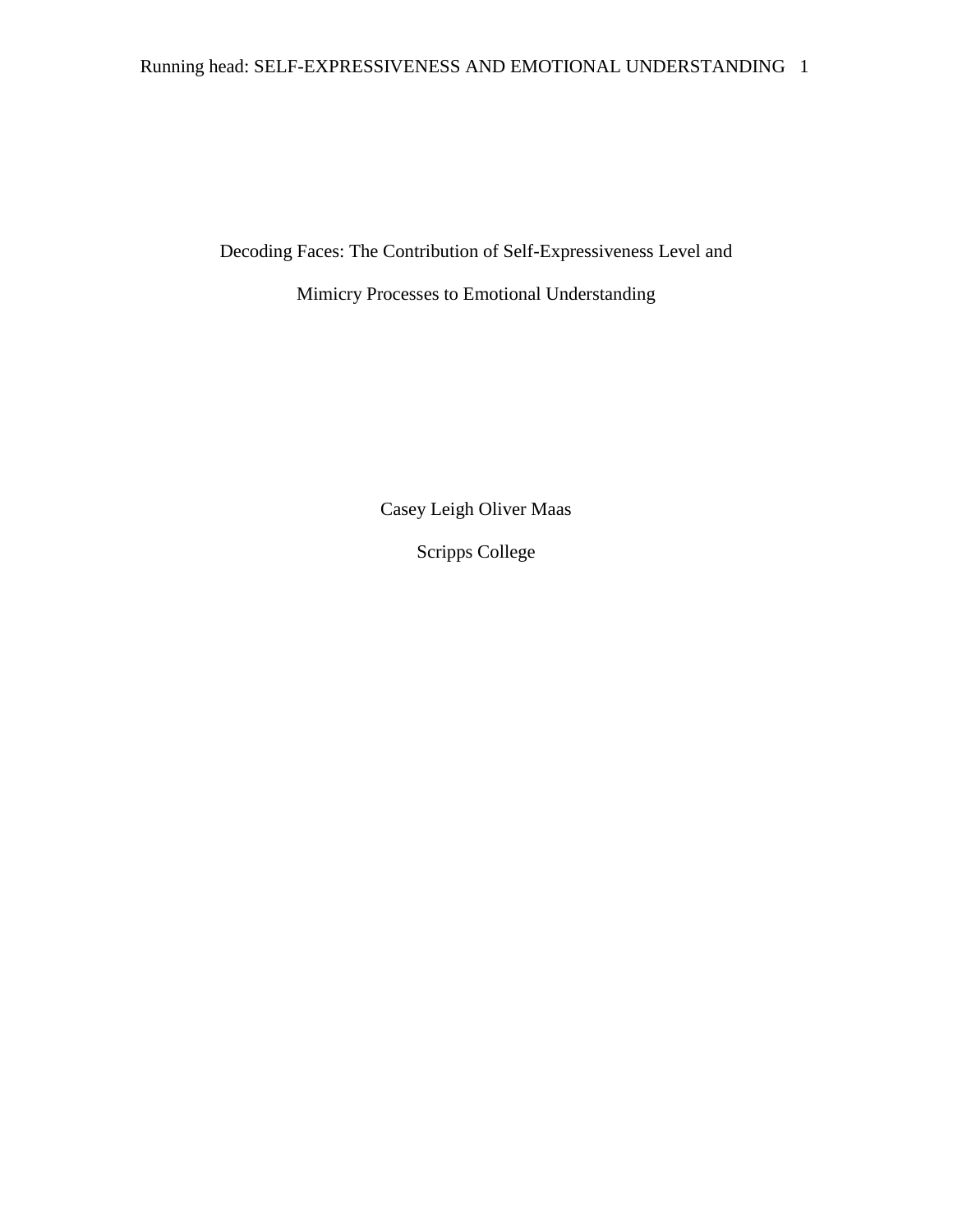# Decoding Faces: The Contribution of Self-Expressiveness Level and Mimicry Processes to Emotional Understanding

Casey Leigh Oliver Maas

Scripps College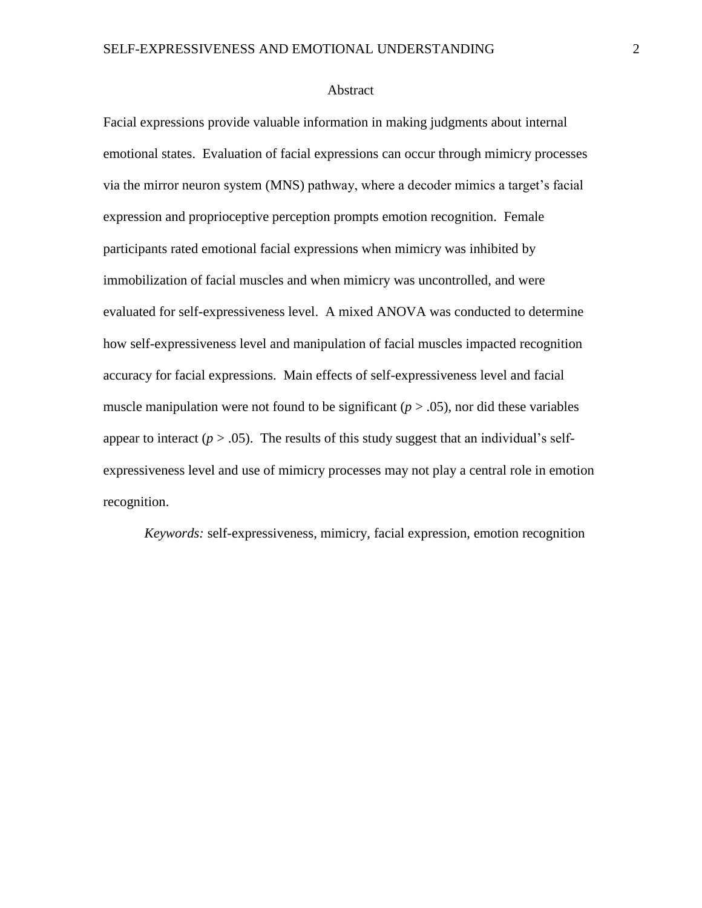# Abstract

Facial expressions provide valuable information in making judgments about internal emotional states. Evaluation of facial expressions can occur through mimicry processes via the mirror neuron system (MNS) pathway, where a decoder mimics a target's facial expression and proprioceptive perception prompts emotion recognition. Female participants rated emotional facial expressions when mimicry was inhibited by immobilization of facial muscles and when mimicry was uncontrolled, and were evaluated for self-expressiveness level. A mixed ANOVA was conducted to determine how self-expressiveness level and manipulation of facial muscles impacted recognition accuracy for facial expressions. Main effects of self-expressiveness level and facial muscle manipulation were not found to be significant ($p > .05$), nor did these variables appear to interact ($p > .05$). The results of this study suggest that an individual's self-expressiveness level and use of mimicry processes may not play a central role in emotion recognition.

*Keywords:* self-expressiveness, mimicry, facial expression, emotion recognition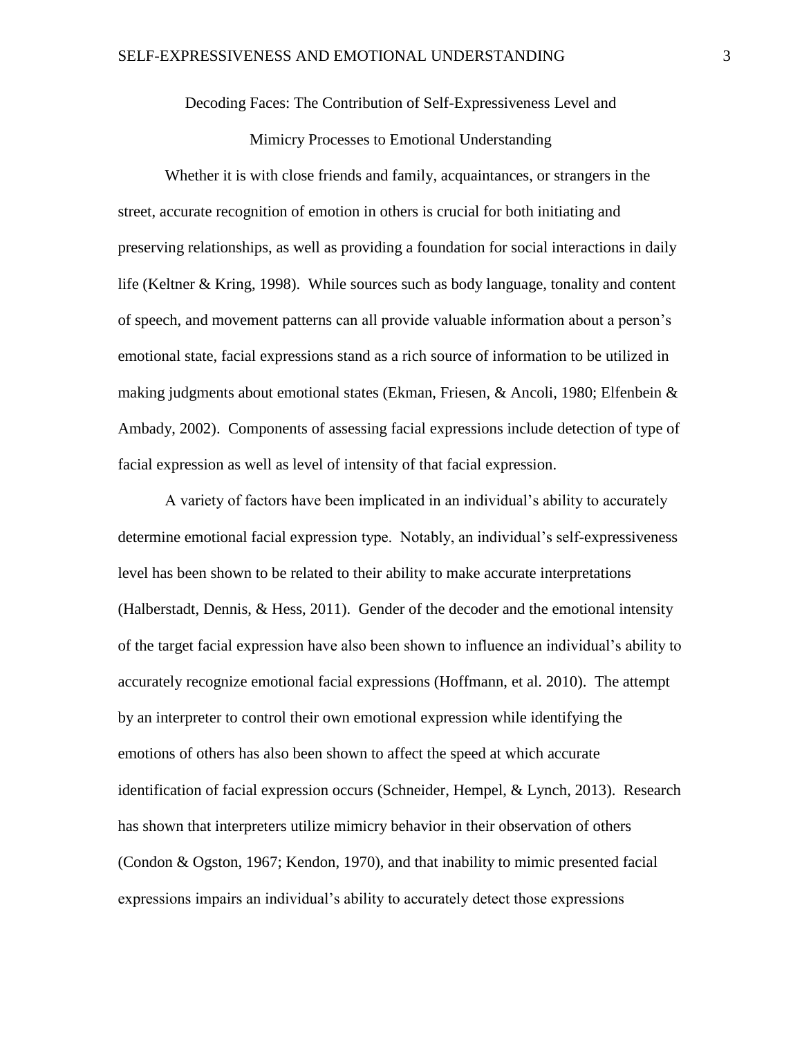# Decoding Faces: The Contribution of Self-Expressiveness Level and Mimicry Processes to Emotional Understanding

Whether it is with close friends and family, acquaintances, or strangers in the street, accurate recognition of emotion in others is crucial for both initiating and preserving relationships, as well as providing a foundation for social interactions in daily life (Keltner & Kring, 1998). While sources such as body language, tonality and content of speech, and movement patterns can all provide valuable information about a person's emotional state, facial expressions stand as a rich source of information to be utilized in making judgments about emotional states (Ekman, Friesen, & Ancoli, 1980; Elfenbein & Ambady, 2002). Components of assessing facial expressions include detection of type of facial expression as well as level of intensity of that facial expression.

A variety of factors have been implicated in an individual's ability to accurately determine emotional facial expression type. Notably, an individual's self-expressiveness level has been shown to be related to their ability to make accurate interpretations (Halberstadt, Dennis, & Hess, 2011). Gender of the decoder and the emotional intensity of the target facial expression have also been shown to influence an individual's ability to accurately recognize emotional facial expressions (Hoffmann, et al. 2010). The attempt by an interpreter to control their own emotional expression while identifying the emotions of others has also been shown to affect the speed at which accurate identification of facial expression occurs (Schneider, Hempel, & Lynch, 2013). Research has shown that interpreters utilize mimicry behavior in their observation of others (Condon & Ogston, 1967; Kendon, 1970), and that inability to mimic presented facial expressions impairs an individual's ability to accurately detect those expressions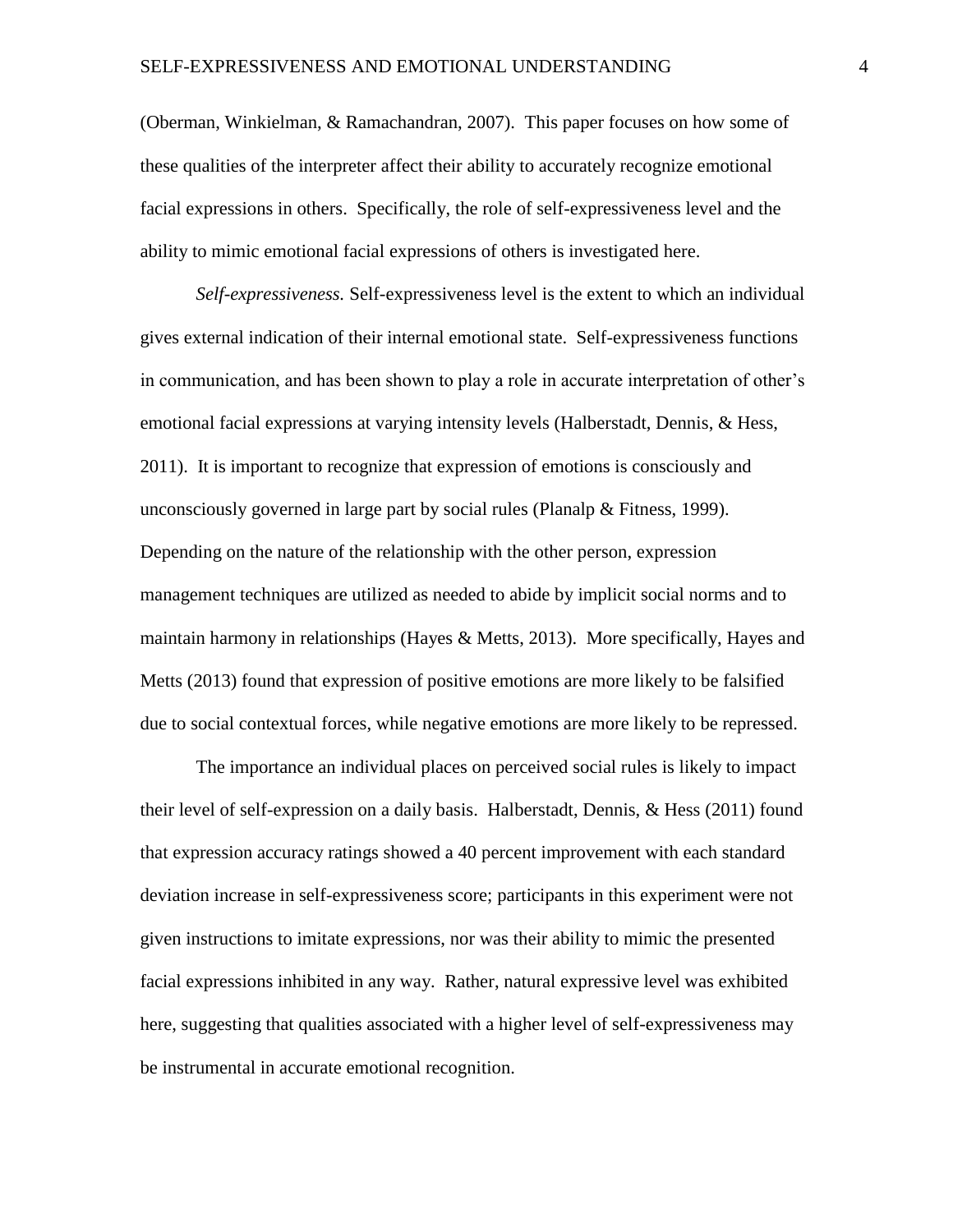(Oberman, Winkielman, & Ramachandran, 2007). This paper focuses on how some of these qualities of the interpreter affect their ability to accurately recognize emotional facial expressions in others. Specifically, the role of self-expressiveness level and the ability to mimic emotional facial expressions of others is investigated here.

*Self-expressiveness.* Self-expressiveness level is the extent to which an individual gives external indication of their internal emotional state. Self-expressiveness functions in communication, and has been shown to play a role in accurate interpretation of other's emotional facial expressions at varying intensity levels (Halberstadt, Dennis, & Hess, 2011). It is important to recognize that expression of emotions is consciously and unconsciously governed in large part by social rules (Planalp & Fitness, 1999). Depending on the nature of the relationship with the other person, expression management techniques are utilized as needed to abide by implicit social norms and to maintain harmony in relationships (Hayes & Metts, 2013). More specifically, Hayes and Metts (2013) found that expression of positive emotions are more likely to be falsified due to social contextual forces, while negative emotions are more likely to be repressed.

The importance an individual places on perceived social rules is likely to impact their level of self-expression on a daily basis. Halberstadt, Dennis, & Hess (2011) found that expression accuracy ratings showed a 40 percent improvement with each standard deviation increase in self-expressiveness score; participants in this experiment were not given instructions to imitate expressions, nor was their ability to mimic the presented facial expressions inhibited in any way. Rather, natural expressive level was exhibited here, suggesting that qualities associated with a higher level of self-expressiveness may be instrumental in accurate emotional recognition.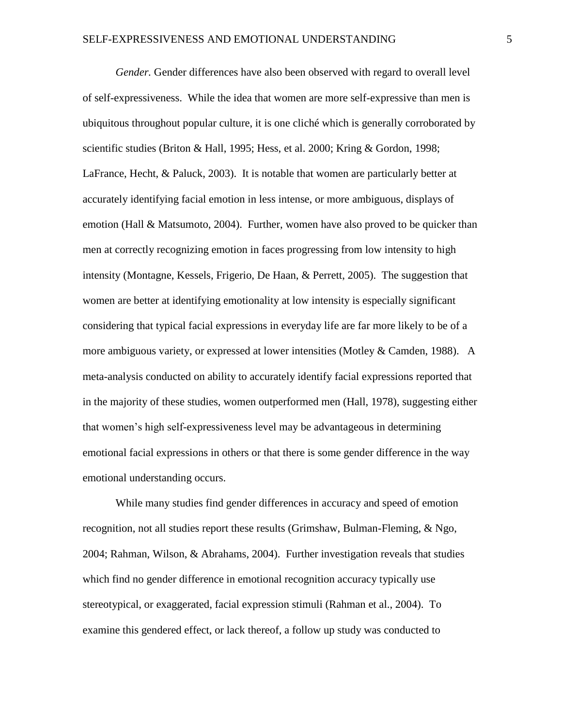*Gender.* Gender differences have also been observed with regard to overall level of self-expressiveness. While the idea that women are more self-expressive than men is ubiquitous throughout popular culture, it is one cliché which is generally corroborated by scientific studies (Briton & Hall, 1995; Hess, et al. 2000; Kring & Gordon, 1998; LaFrance, Hecht, & Paluck, 2003). It is notable that women are particularly better at accurately identifying facial emotion in less intense, or more ambiguous, displays of emotion (Hall & Matsumoto, 2004). Further, women have also proved to be quicker than men at correctly recognizing emotion in faces progressing from low intensity to high intensity (Montagne, Kessels, Frigerio, De Haan, & Perrett, 2005). The suggestion that women are better at identifying emotionality at low intensity is especially significant considering that typical facial expressions in everyday life are far more likely to be of a more ambiguous variety, or expressed at lower intensities (Motley & Camden, 1988). A meta-analysis conducted on ability to accurately identify facial expressions reported that in the majority of these studies, women outperformed men (Hall, 1978), suggesting either that women's high self-expressiveness level may be advantageous in determining emotional facial expressions in others or that there is some gender difference in the way emotional understanding occurs.

While many studies find gender differences in accuracy and speed of emotion recognition, not all studies report these results (Grimshaw, Bulman-Fleming, & Ngo, 2004; Rahman, Wilson, & Abrahams, 2004). Further investigation reveals that studies which find no gender difference in emotional recognition accuracy typically use stereotypical, or exaggerated, facial expression stimuli (Rahman et al., 2004). To examine this gendered effect, or lack thereof, a follow up study was conducted to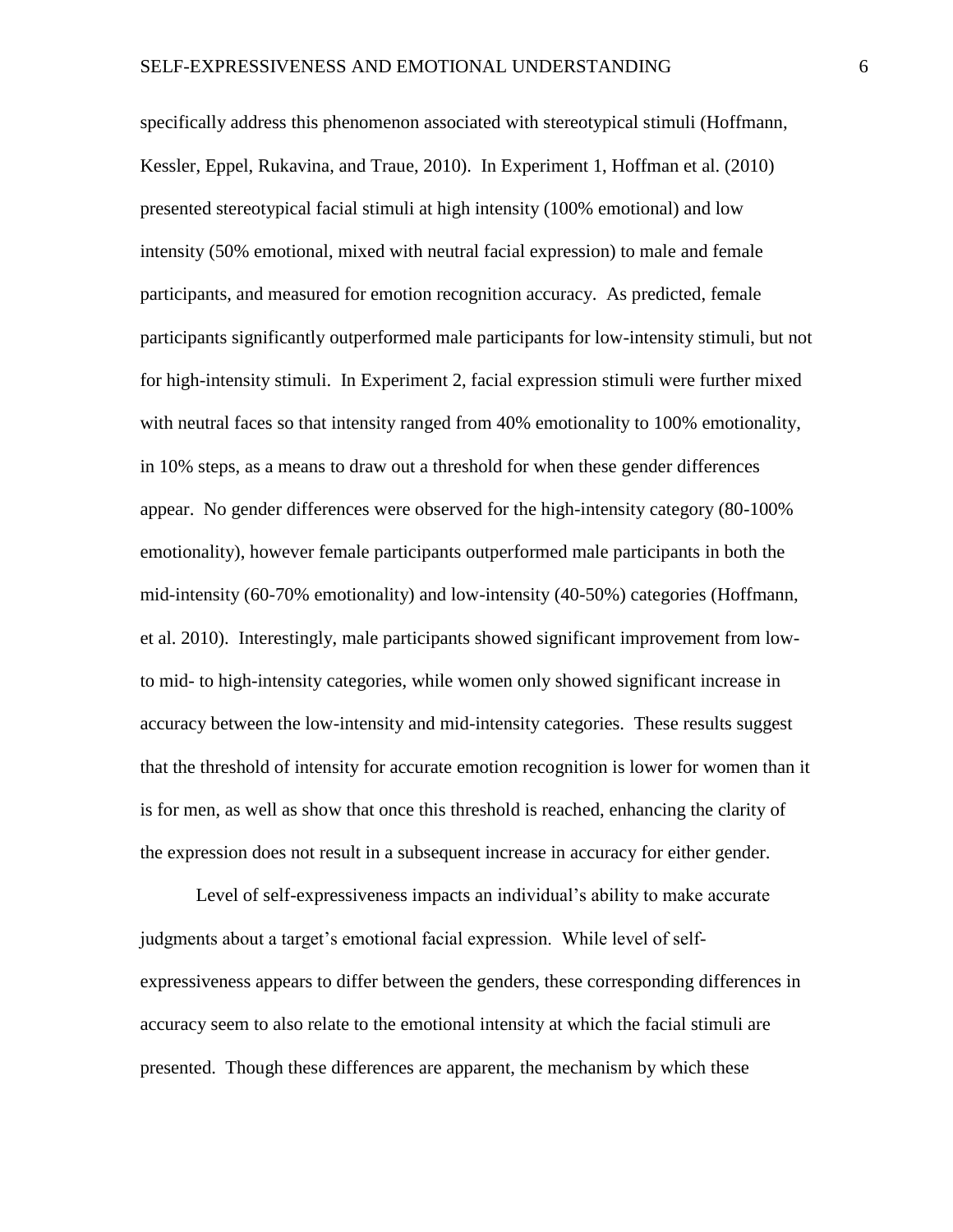specifically address this phenomenon associated with stereotypical stimuli (Hoffmann, Kessler, Eppel, Rukavina, and Traue, 2010). In Experiment 1, Hoffman et al. (2010) presented stereotypical facial stimuli at high intensity (100% emotional) and low intensity (50% emotional, mixed with neutral facial expression) to male and female participants, and measured for emotion recognition accuracy. As predicted, female participants significantly outperformed male participants for low-intensity stimuli, but not for high-intensity stimuli. In Experiment 2, facial expression stimuli were further mixed with neutral faces so that intensity ranged from 40% emotionality to 100% emotionality, in 10% steps, as a means to draw out a threshold for when these gender differences appear. No gender differences were observed for the high-intensity category (80-100% emotionality), however female participants outperformed male participants in both the mid-intensity (60-70% emotionality) and low-intensity (40-50%) categories (Hoffmann, et al. 2010). Interestingly, male participants showed significant improvement from low- to mid- to high-intensity categories, while women only showed significant increase in accuracy between the low-intensity and mid-intensity categories. These results suggest that the threshold of intensity for accurate emotion recognition is lower for women than it is for men, as well as show that once this threshold is reached, enhancing the clarity of the expression does not result in a subsequent increase in accuracy for either gender.

Level of self-expressiveness impacts an individual's ability to make accurate judgments about a target's emotional facial expression. While level of self-expressiveness appears to differ between the genders, these corresponding differences in accuracy seem to also relate to the emotional intensity at which the facial stimuli are presented. Though these differences are apparent, the mechanism by which these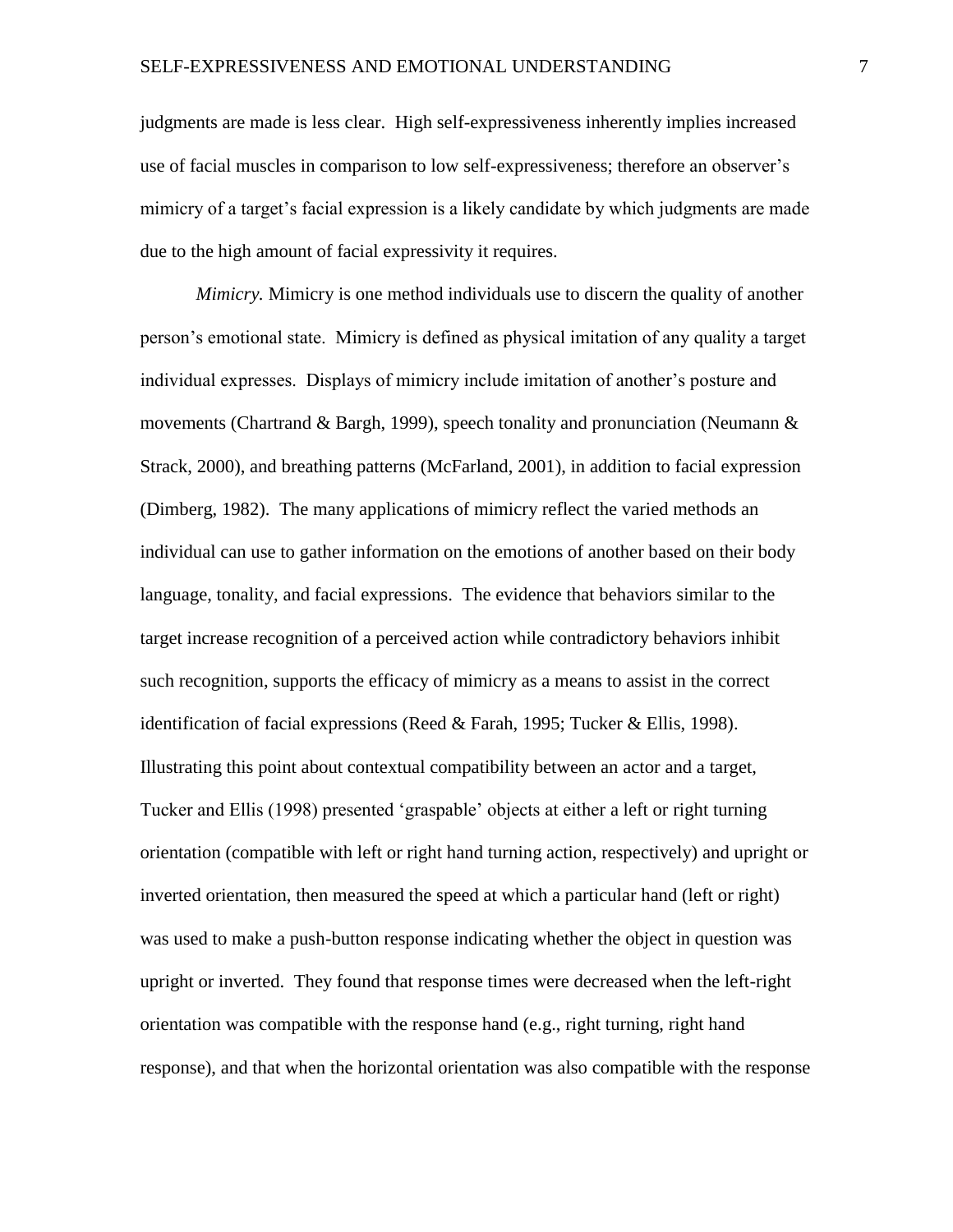judgments are made is less clear. High self-expressiveness inherently implies increased use of facial muscles in comparison to low self-expressiveness; therefore an observer's mimicry of a target's facial expression is a likely candidate by which judgments are made due to the high amount of facial expressivity it requires.

*Mimicry.* Mimicry is one method individuals use to discern the quality of another person's emotional state. Mimicry is defined as physical imitation of any quality a target individual expresses. Displays of mimicry include imitation of another's posture and movements (Chartrand & Bargh, 1999), speech tonality and pronunciation (Neumann & Strack, 2000), and breathing patterns (McFarland, 2001), in addition to facial expression (Dimberg, 1982). The many applications of mimicry reflect the varied methods an individual can use to gather information on the emotions of another based on their body language, tonality, and facial expressions. The evidence that behaviors similar to the target increase recognition of a perceived action while contradictory behaviors inhibit such recognition, supports the efficacy of mimicry as a means to assist in the correct identification of facial expressions (Reed & Farah, 1995; Tucker & Ellis, 1998). Illustrating this point about contextual compatibility between an actor and a target, Tucker and Ellis (1998) presented 'graspable' objects at either a left or right turning orientation (compatible with left or right hand turning action, respectively) and upright or inverted orientation, then measured the speed at which a particular hand (left or right) was used to make a push-button response indicating whether the object in question was upright or inverted. They found that response times were decreased when the left-right orientation was compatible with the response hand (e.g., right turning, right hand response), and that when the horizontal orientation was also compatible with the response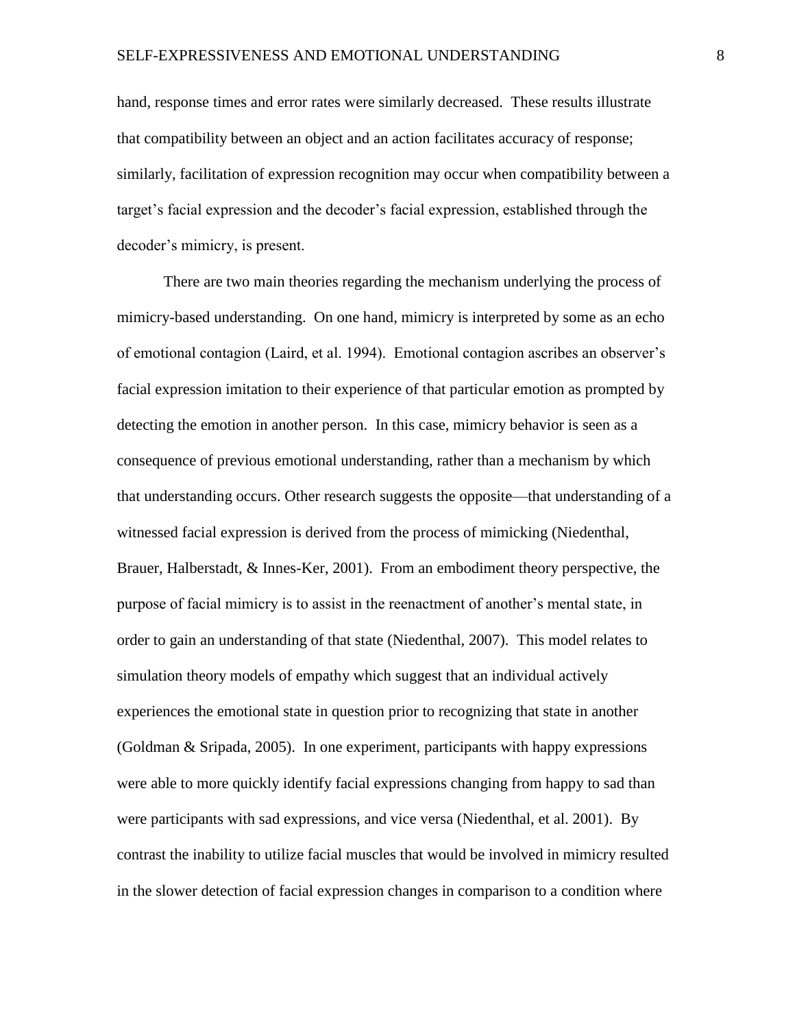hand, response times and error rates were similarly decreased. These results illustrate that compatibility between an object and an action facilitates accuracy of response; similarly, facilitation of expression recognition may occur when compatibility between a target's facial expression and the decoder's facial expression, established through the decoder's mimicry, is present.

There are two main theories regarding the mechanism underlying the process of mimicry-based understanding. On one hand, mimicry is interpreted by some as an echo of emotional contagion (Laird, et al. 1994). Emotional contagion ascribes an observer's facial expression imitation to their experience of that particular emotion as prompted by detecting the emotion in another person. In this case, mimicry behavior is seen as a consequence of previous emotional understanding, rather than a mechanism by which that understanding occurs. Other research suggests the opposite—that understanding of a witnessed facial expression is derived from the process of mimicking (Niedenthal, Brauer, Halberstadt, & Innes-Ker, 2001). From an embodiment theory perspective, the purpose of facial mimicry is to assist in the reenactment of another's mental state, in order to gain an understanding of that state (Niedenthal, 2007). This model relates to simulation theory models of empathy which suggest that an individual actively experiences the emotional state in question prior to recognizing that state in another (Goldman & Sripada, 2005). In one experiment, participants with happy expressions were able to more quickly identify facial expressions changing from happy to sad than were participants with sad expressions, and vice versa (Niedenthal, et al. 2001). By contrast the inability to utilize facial muscles that would be involved in mimicry resulted in the slower detection of facial expression changes in comparison to a condition where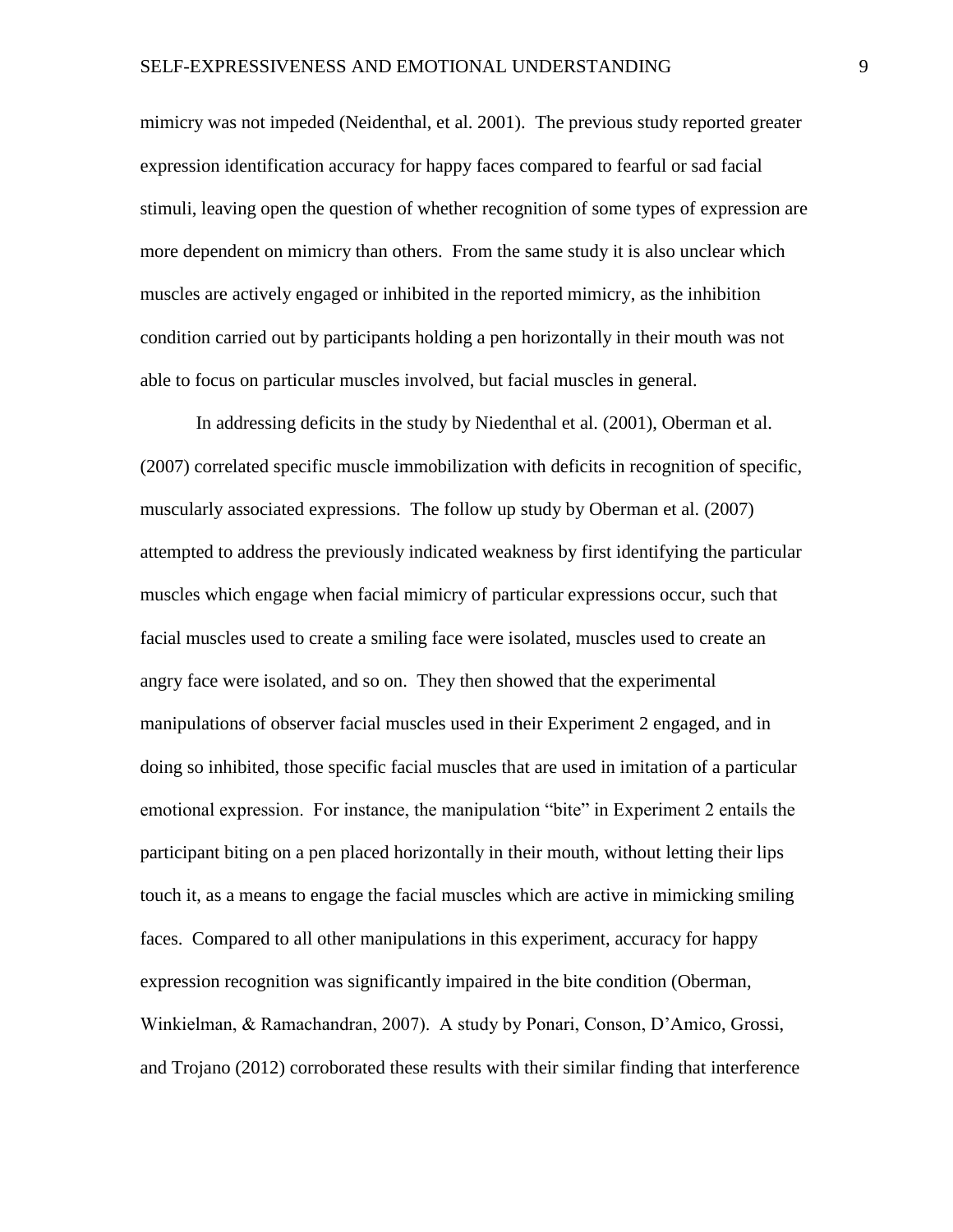mimicry was not impeded (Neidenthal, et al. 2001). The previous study reported greater expression identification accuracy for happy faces compared to fearful or sad facial stimuli, leaving open the question of whether recognition of some types of expression are more dependent on mimicry than others. From the same study it is also unclear which muscles are actively engaged or inhibited in the reported mimicry, as the inhibition condition carried out by participants holding a pen horizontally in their mouth was not able to focus on particular muscles involved, but facial muscles in general.

In addressing deficits in the study by Niedenthal et al. (2001), Oberman et al. (2007) correlated specific muscle immobilization with deficits in recognition of specific, muscularly associated expressions. The follow up study by Oberman et al. (2007) attempted to address the previously indicated weakness by first identifying the particular muscles which engage when facial mimicry of particular expressions occur, such that facial muscles used to create a smiling face were isolated, muscles used to create an angry face were isolated, and so on. They then showed that the experimental manipulations of observer facial muscles used in their Experiment 2 engaged, and in doing so inhibited, those specific facial muscles that are used in imitation of a particular emotional expression. For instance, the manipulation "bite" in Experiment 2 entails the participant biting on a pen placed horizontally in their mouth, without letting their lips touch it, as a means to engage the facial muscles which are active in mimicking smiling faces. Compared to all other manipulations in this experiment, accuracy for happy expression recognition was significantly impaired in the bite condition (Oberman, Winkielman, & Ramachandran, 2007). A study by Ponari, Conson, D'Amico, Grossi, and Trojano (2012) corroborated these results with their similar finding that interference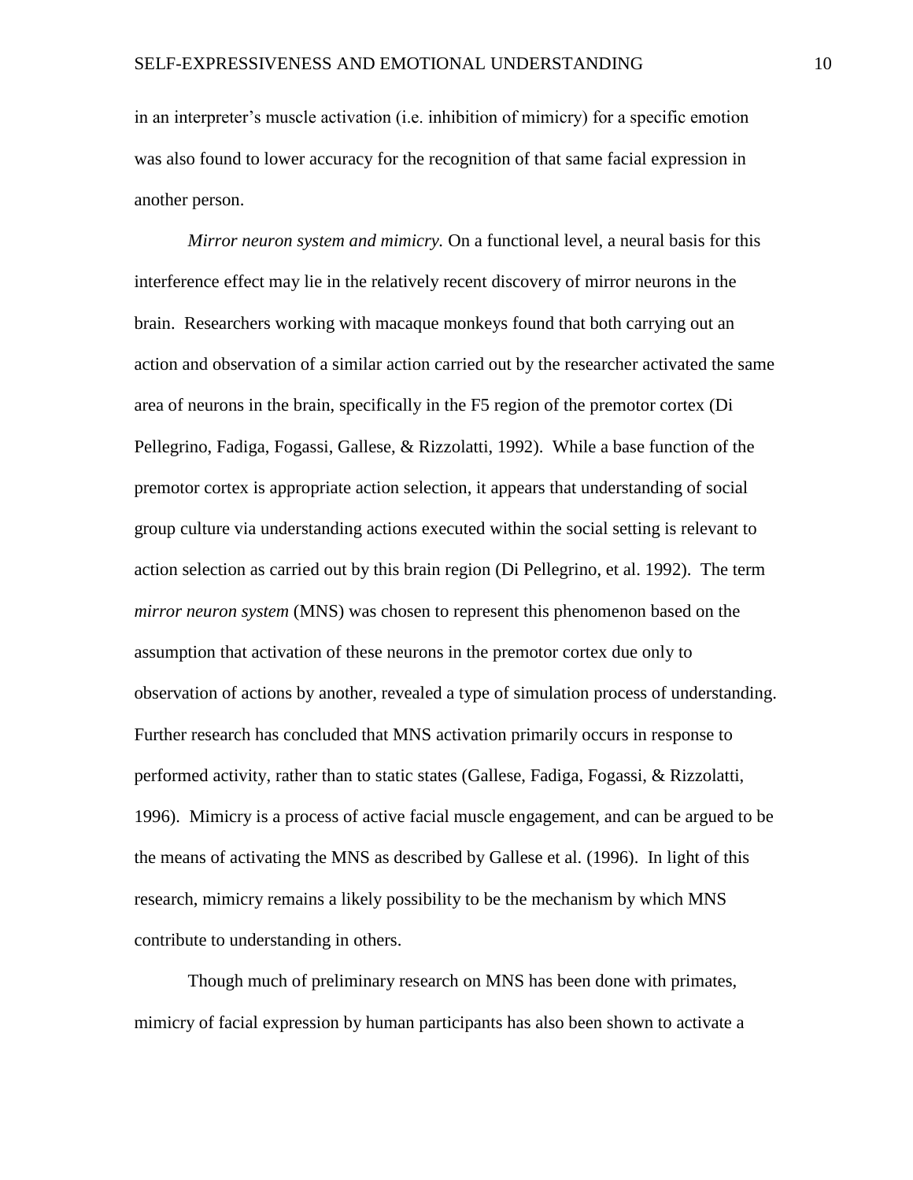in an interpreter's muscle activation (i.e. inhibition of mimicry) for a specific emotion was also found to lower accuracy for the recognition of that same facial expression in another person.

*Mirror neuron system and mimicry.* On a functional level, a neural basis for this interference effect may lie in the relatively recent discovery of mirror neurons in the brain. Researchers working with macaque monkeys found that both carrying out an action and observation of a similar action carried out by the researcher activated the same area of neurons in the brain, specifically in the F5 region of the premotor cortex (Di Pellegrino, Fadiga, Fogassi, Gallese, & Rizzolatti, 1992). While a base function of the premotor cortex is appropriate action selection, it appears that understanding of social group culture via understanding actions executed within the social setting is relevant to action selection as carried out by this brain region (Di Pellegrino, et al. 1992). The term *mirror neuron system* (MNS) was chosen to represent this phenomenon based on the assumption that activation of these neurons in the premotor cortex due only to observation of actions by another, revealed a type of simulation process of understanding. Further research has concluded that MNS activation primarily occurs in response to performed activity, rather than to static states (Gallese, Fadiga, Fogassi, & Rizzolatti, 1996). Mimicry is a process of active facial muscle engagement, and can be argued to be the means of activating the MNS as described by Gallese et al. (1996). In light of this research, mimicry remains a likely possibility to be the mechanism by which MNS contribute to understanding in others.

Though much of preliminary research on MNS has been done with primates, mimicry of facial expression by human participants has also been shown to activate a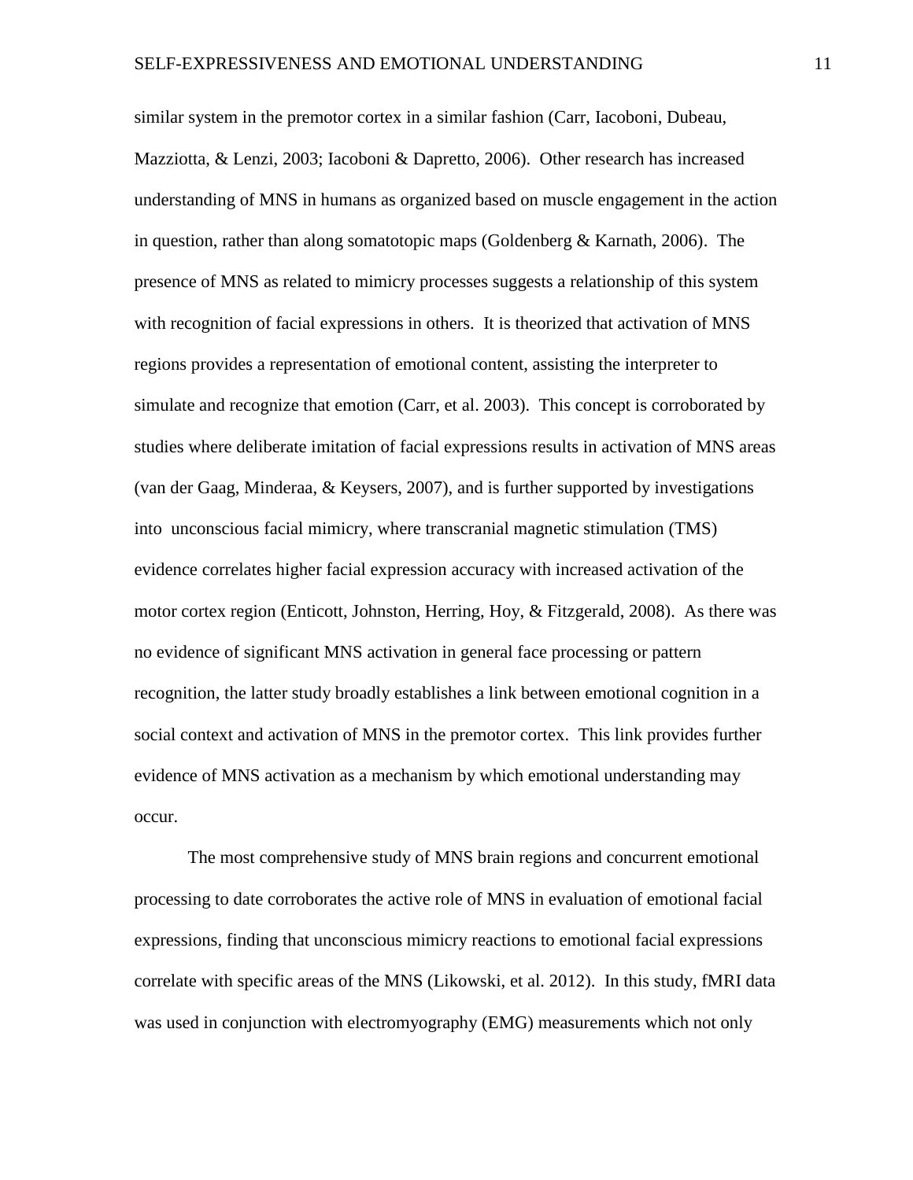similar system in the premotor cortex in a similar fashion (Carr, Iacoboni, Dubeau, Mazziotta, & Lenzi, 2003; Iacoboni & Dapretto, 2006). Other research has increased understanding of MNS in humans as organized based on muscle engagement in the action in question, rather than along somatotopic maps (Goldenberg & Karnath, 2006). The presence of MNS as related to mimicry processes suggests a relationship of this system with recognition of facial expressions in others. It is theorized that activation of MNS regions provides a representation of emotional content, assisting the interpreter to simulate and recognize that emotion (Carr, et al. 2003). This concept is corroborated by studies where deliberate imitation of facial expressions results in activation of MNS areas (van der Gaag, Minderaa, & Keysers, 2007), and is further supported by investigations into unconscious facial mimicry, where transcranial magnetic stimulation (TMS) evidence correlates higher facial expression accuracy with increased activation of the motor cortex region (Enticott, Johnston, Herring, Hoy, & Fitzgerald, 2008). As there was no evidence of significant MNS activation in general face processing or pattern recognition, the latter study broadly establishes a link between emotional cognition in a social context and activation of MNS in the premotor cortex. This link provides further evidence of MNS activation as a mechanism by which emotional understanding may occur.

The most comprehensive study of MNS brain regions and concurrent emotional processing to date corroborates the active role of MNS in evaluation of emotional facial expressions, finding that unconscious mimicry reactions to emotional facial expressions correlate with specific areas of the MNS (Likowski, et al. 2012). In this study, fMRI data was used in conjunction with electromyography (EMG) measurements which not only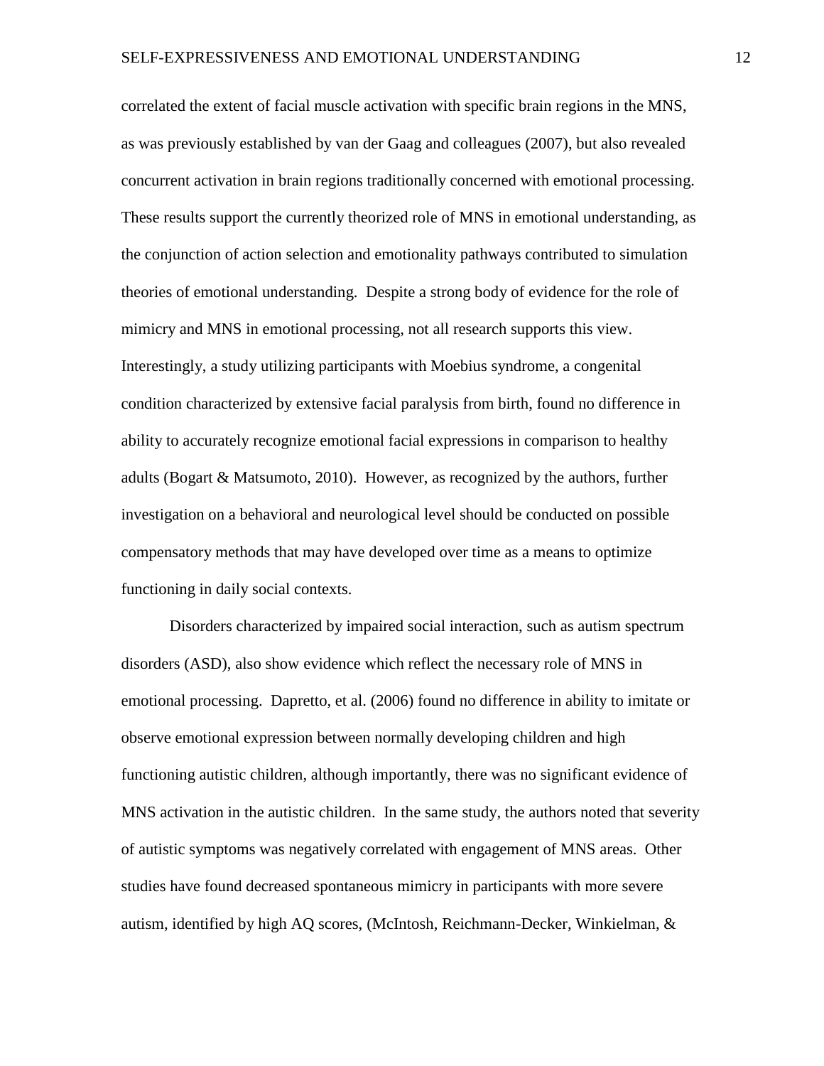correlated the extent of facial muscle activation with specific brain regions in the MNS, as was previously established by van der Gaag and colleagues (2007), but also revealed concurrent activation in brain regions traditionally concerned with emotional processing. These results support the currently theorized role of MNS in emotional understanding, as the conjunction of action selection and emotionality pathways contributed to simulation theories of emotional understanding. Despite a strong body of evidence for the role of mimicry and MNS in emotional processing, not all research supports this view. Interestingly, a study utilizing participants with Moebius syndrome, a congenital condition characterized by extensive facial paralysis from birth, found no difference in ability to accurately recognize emotional facial expressions in comparison to healthy adults (Bogart & Matsumoto, 2010). However, as recognized by the authors, further investigation on a behavioral and neurological level should be conducted on possible compensatory methods that may have developed over time as a means to optimize functioning in daily social contexts.

Disorders characterized by impaired social interaction, such as autism spectrum disorders (ASD), also show evidence which reflect the necessary role of MNS in emotional processing. Dapretto, et al. (2006) found no difference in ability to imitate or observe emotional expression between normally developing children and high functioning autistic children, although importantly, there was no significant evidence of MNS activation in the autistic children. In the same study, the authors noted that severity of autistic symptoms was negatively correlated with engagement of MNS areas. Other studies have found decreased spontaneous mimicry in participants with more severe autism, identified by high AQ scores, (McIntosh, Reichmann-Decker, Winkielman, &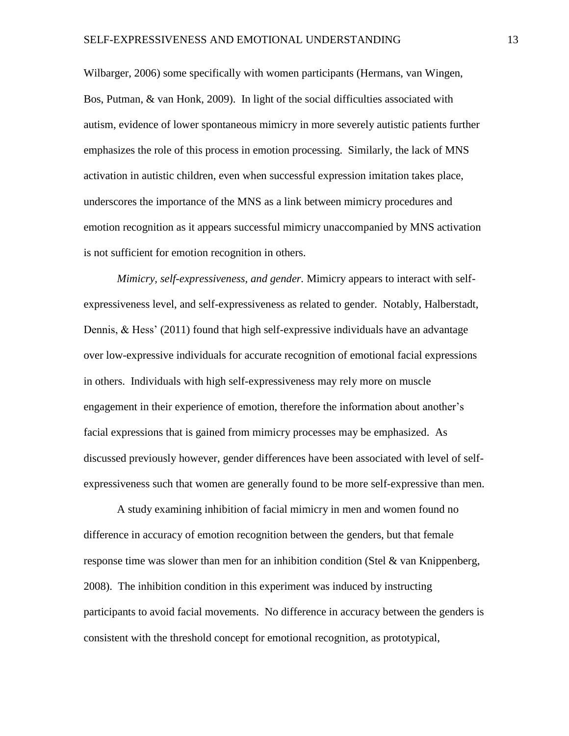Wilbarger, 2006) some specifically with women participants (Hermans, van Wingen, Bos, Putman, & van Honk, 2009). In light of the social difficulties associated with autism, evidence of lower spontaneous mimicry in more severely autistic patients further emphasizes the role of this process in emotion processing. Similarly, the lack of MNS activation in autistic children, even when successful expression imitation takes place, underscores the importance of the MNS as a link between mimicry procedures and emotion recognition as it appears successful mimicry unaccompanied by MNS activation is not sufficient for emotion recognition in others.

*Mimicry, self-expressiveness, and gender.* Mimicry appears to interact with self-expressiveness level, and self-expressiveness as related to gender. Notably, Halberstadt, Dennis, & Hess' (2011) found that high self-expressive individuals have an advantage over low-expressive individuals for accurate recognition of emotional facial expressions in others. Individuals with high self-expressiveness may rely more on muscle engagement in their experience of emotion, therefore the information about another's facial expressions that is gained from mimicry processes may be emphasized. As discussed previously however, gender differences have been associated with level of self-expressiveness such that women are generally found to be more self-expressive than men.

A study examining inhibition of facial mimicry in men and women found no difference in accuracy of emotion recognition between the genders, but that female response time was slower than men for an inhibition condition (Stel & van Knippenberg, 2008). The inhibition condition in this experiment was induced by instructing participants to avoid facial movements. No difference in accuracy between the genders is consistent with the threshold concept for emotional recognition, as prototypical,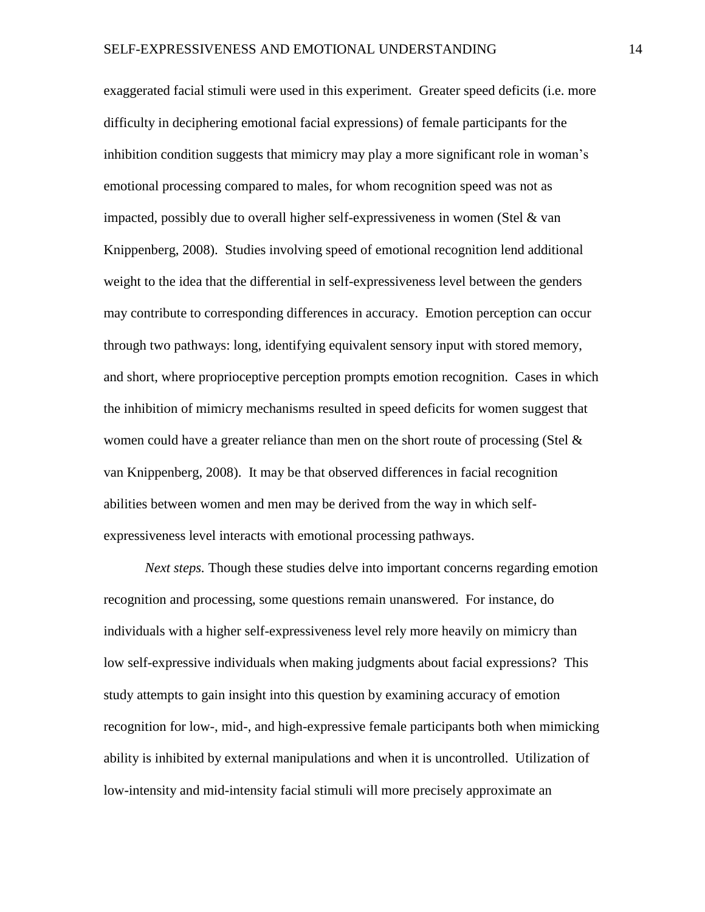exaggerated facial stimuli were used in this experiment. Greater speed deficits (i.e. more difficulty in deciphering emotional facial expressions) of female participants for the inhibition condition suggests that mimicry may play a more significant role in woman's emotional processing compared to males, for whom recognition speed was not as impacted, possibly due to overall higher self-expressiveness in women (Stel & van Knippenberg, 2008). Studies involving speed of emotional recognition lend additional weight to the idea that the differential in self-expressiveness level between the genders may contribute to corresponding differences in accuracy. Emotion perception can occur through two pathways: long, identifying equivalent sensory input with stored memory, and short, where proprioceptive perception prompts emotion recognition. Cases in which the inhibition of mimicry mechanisms resulted in speed deficits for women suggest that women could have a greater reliance than men on the short route of processing (Stel & van Knippenberg, 2008). It may be that observed differences in facial recognition abilities between women and men may be derived from the way in which self-expressiveness level interacts with emotional processing pathways.

*Next steps.* Though these studies delve into important concerns regarding emotion recognition and processing, some questions remain unanswered. For instance, do individuals with a higher self-expressiveness level rely more heavily on mimicry than low self-expressive individuals when making judgments about facial expressions? This study attempts to gain insight into this question by examining accuracy of emotion recognition for low-, mid-, and high-expressive female participants both when mimicking ability is inhibited by external manipulations and when it is uncontrolled. Utilization of low-intensity and mid-intensity facial stimuli will more precisely approximate an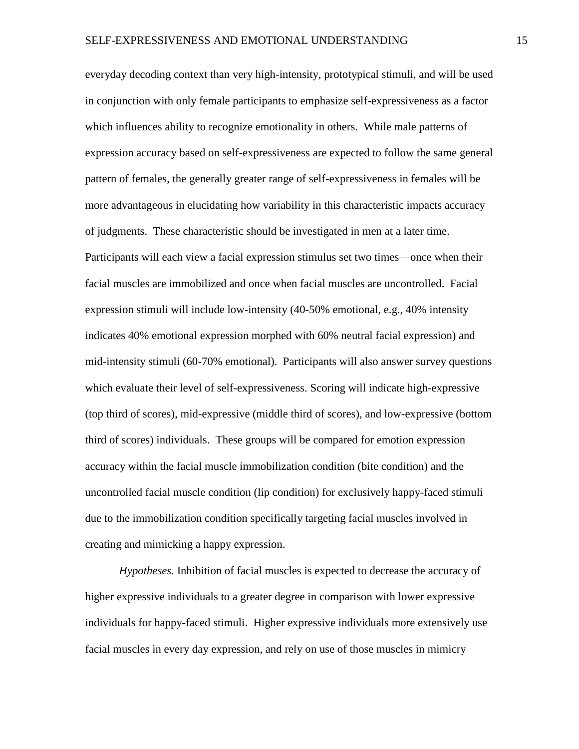everyday decoding context than very high-intensity, prototypical stimuli, and will be used in conjunction with only female participants to emphasize self-expressiveness as a factor which influences ability to recognize emotionality in others. While male patterns of expression accuracy based on self-expressiveness are expected to follow the same general pattern of females, the generally greater range of self-expressiveness in females will be more advantageous in elucidating how variability in this characteristic impacts accuracy of judgments. These characteristic should be investigated in men at a later time. Participants will each view a facial expression stimulus set two times—once when their facial muscles are immobilized and once when facial muscles are uncontrolled. Facial expression stimuli will include low-intensity (40-50% emotional, e.g., 40% intensity indicates 40% emotional expression morphed with 60% neutral facial expression) and mid-intensity stimuli (60-70% emotional). Participants will also answer survey questions which evaluate their level of self-expressiveness. Scoring will indicate high-expressive (top third of scores), mid-expressive (middle third of scores), and low-expressive (bottom third of scores) individuals. These groups will be compared for emotion expression accuracy within the facial muscle immobilization condition (bite condition) and the uncontrolled facial muscle condition (lip condition) for exclusively happy-faced stimuli due to the immobilization condition specifically targeting facial muscles involved in creating and mimicking a happy expression.

*Hypotheses.* Inhibition of facial muscles is expected to decrease the accuracy of higher expressive individuals to a greater degree in comparison with lower expressive individuals for happy-faced stimuli. Higher expressive individuals more extensively use facial muscles in every day expression, and rely on use of those muscles in mimicry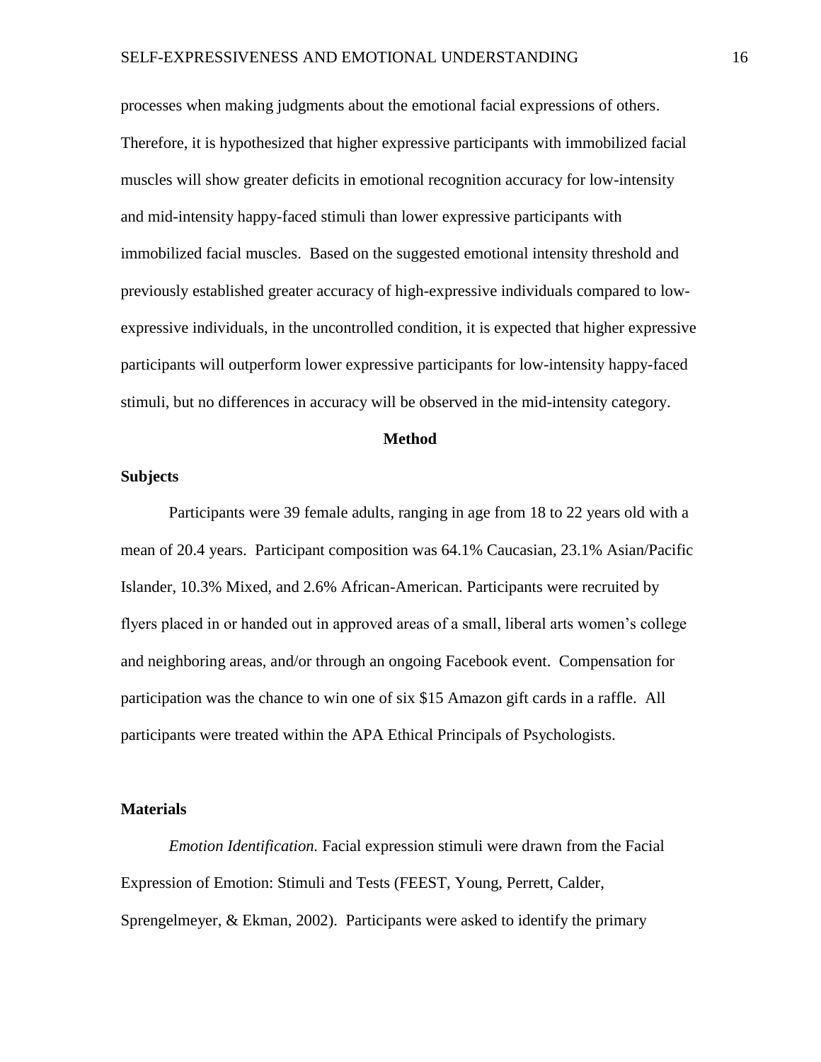processes when making judgments about the emotional facial expressions of others. Therefore, it is hypothesized that higher expressive participants with immobilized facial muscles will show greater deficits in emotional recognition accuracy for low-intensity and mid-intensity happy-faced stimuli than lower expressive participants with immobilized facial muscles. Based on the suggested emotional intensity threshold and previously established greater accuracy of high-expressive individuals compared to low-expressive individuals, in the uncontrolled condition, it is expected that higher expressive participants will outperform lower expressive participants for low-intensity happy-faced stimuli, but no differences in accuracy will be observed in the mid-intensity category.

## Method

### Subjects

Participants were 39 female adults, ranging in age from 18 to 22 years old with a mean of 20.4 years. Participant composition was 64.1% Caucasian, 23.1% Asian/Pacific Islander, 10.3% Mixed, and 2.6% African-American. Participants were recruited by flyers placed in or handed out in approved areas of a small, liberal arts women's college and neighboring areas, and/or through an ongoing Facebook event. Compensation for participation was the chance to win one of six $15 Amazon gift cards in a raffle. All participants were treated within the APA Ethical Principals of Psychologists.

### Materials

*Emotion Identification.* Facial expression stimuli were drawn from the Facial Expression of Emotion: Stimuli and Tests (FEEST, Young, Perrett, Calder, Sprengelmeyer, & Ekman, 2002). Participants were asked to identify the primary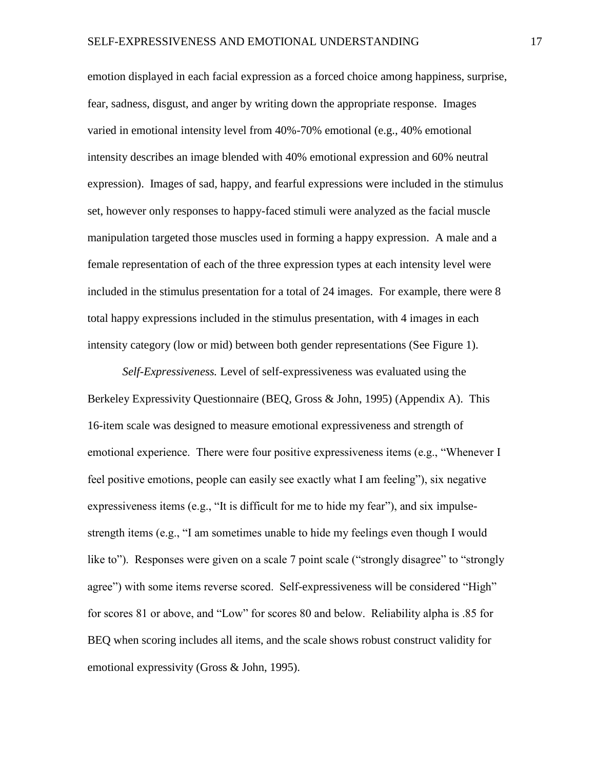emotion displayed in each facial expression as a forced choice among happiness, surprise, fear, sadness, disgust, and anger by writing down the appropriate response. Images varied in emotional intensity level from 40%-70% emotional (e.g., 40% emotional intensity describes an image blended with 40% emotional expression and 60% neutral expression). Images of sad, happy, and fearful expressions were included in the stimulus set, however only responses to happy-faced stimuli were analyzed as the facial muscle manipulation targeted those muscles used in forming a happy expression. A male and a female representation of each of the three expression types at each intensity level were included in the stimulus presentation for a total of 24 images. For example, there were 8 total happy expressions included in the stimulus presentation, with 4 images in each intensity category (low or mid) between both gender representations (See Figure 1).

*Self-Expressiveness.* Level of self-expressiveness was evaluated using the Berkeley Expressivity Questionnaire (BEQ, Gross & John, 1995) (Appendix A). This 16-item scale was designed to measure emotional expressiveness and strength of emotional experience. There were four positive expressiveness items (e.g., "Whenever I feel positive emotions, people can easily see exactly what I am feeling"), six negative expressiveness items (e.g., "It is difficult for me to hide my fear"), and six impulse-strength items (e.g., "I am sometimes unable to hide my feelings even though I would like to"). Responses were given on a scale 7 point scale ("strongly disagree" to "strongly agree") with some items reverse scored. Self-expressiveness will be considered "High" for scores 81 or above, and "Low" for scores 80 and below. Reliability alpha is .85 for BEQ when scoring includes all items, and the scale shows robust construct validity for emotional expressivity (Gross & John, 1995).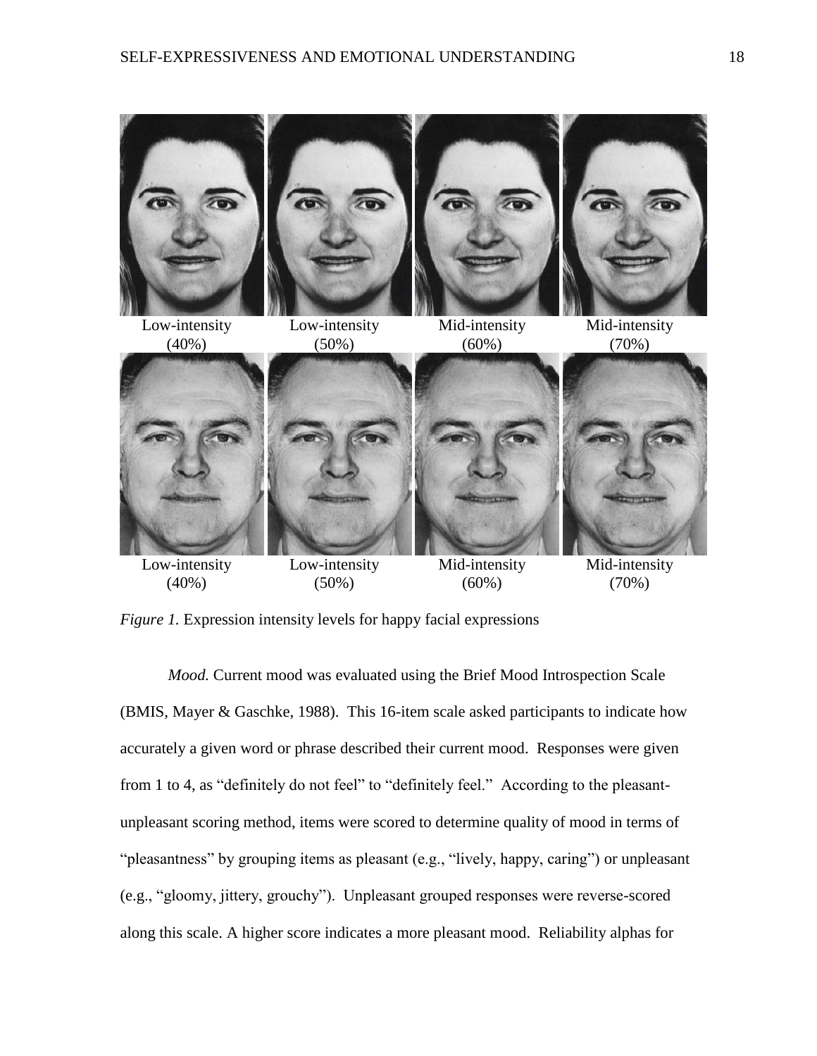Low-intensity (40%) | Low-intensity (50%) | Mid-intensity (60%) | Mid-intensity (70%)

Low-intensity (40%) | Low-intensity (50%) | Mid-intensity (60%) | Mid-intensity (70%)

*Figure 1.* Expression intensity levels for happy facial expressions

*Mood.* Current mood was evaluated using the Brief Mood Introspection Scale (BMIS, Mayer & Gaschke, 1988). This 16-item scale asked participants to indicate how accurately a given word or phrase described their current mood. Responses were given from 1 to 4, as "definitely do not feel" to "definitely feel." According to the pleasant-unpleasant scoring method, items were scored to determine quality of mood in terms of "pleasantness" by grouping items as pleasant (e.g., "lively, happy, caring") or unpleasant (e.g., "gloomy, jittery, grouchy"). Unpleasant grouped responses were reverse-scored along this scale. A higher score indicates a more pleasant mood. Reliability alphas for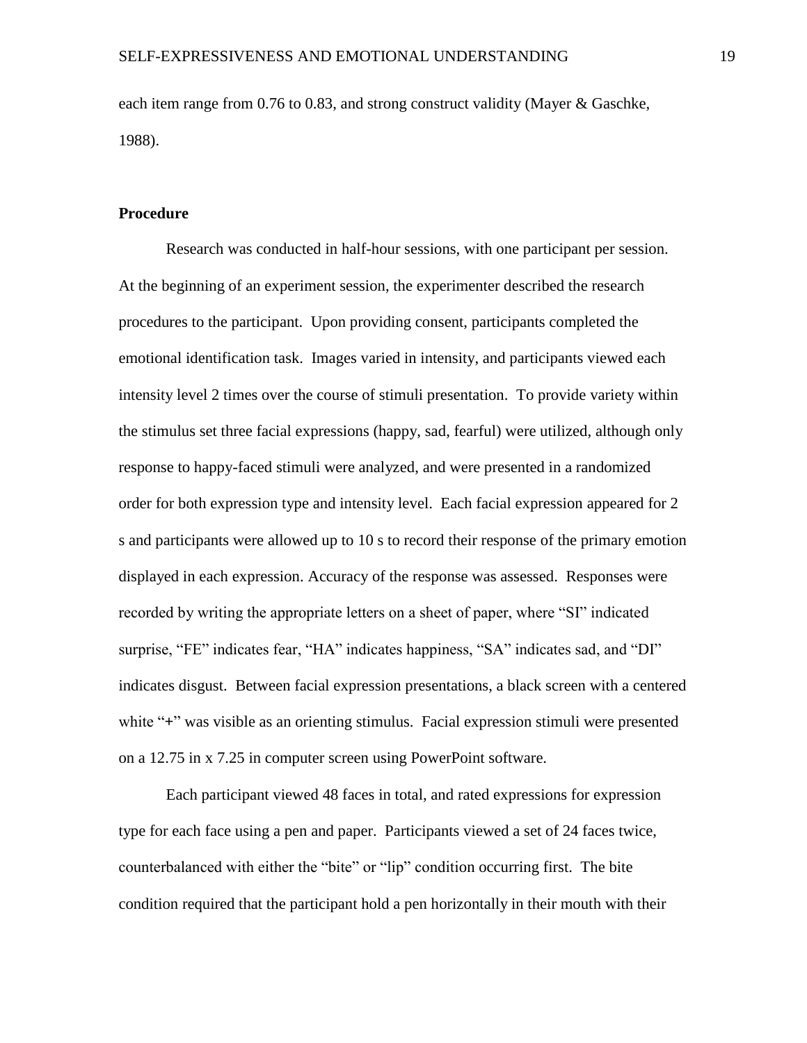each item range from 0.76 to 0.83, and strong construct validity (Mayer & Gaschke, 1988).

**Procedure**

Research was conducted in half-hour sessions, with one participant per session. At the beginning of an experiment session, the experimenter described the research procedures to the participant. Upon providing consent, participants completed the emotional identification task. Images varied in intensity, and participants viewed each intensity level 2 times over the course of stimuli presentation. To provide variety within the stimulus set three facial expressions (happy, sad, fearful) were utilized, although only response to happy-faced stimuli were analyzed, and were presented in a randomized order for both expression type and intensity level. Each facial expression appeared for 2 s and participants were allowed up to 10 s to record their response of the primary emotion displayed in each expression. Accuracy of the response was assessed. Responses were recorded by writing the appropriate letters on a sheet of paper, where "SI" indicated surprise, "FE" indicates fear, "HA" indicates happiness, "SA" indicates sad, and "DI" indicates disgust. Between facial expression presentations, a black screen with a centered white "+" was visible as an orienting stimulus. Facial expression stimuli were presented on a 12.75 in x 7.25 in computer screen using PowerPoint software.

Each participant viewed 48 faces in total, and rated expressions for expression type for each face using a pen and paper. Participants viewed a set of 24 faces twice, counterbalanced with either the "bite" or "lip" condition occurring first. The bite condition required that the participant hold a pen horizontally in their mouth with their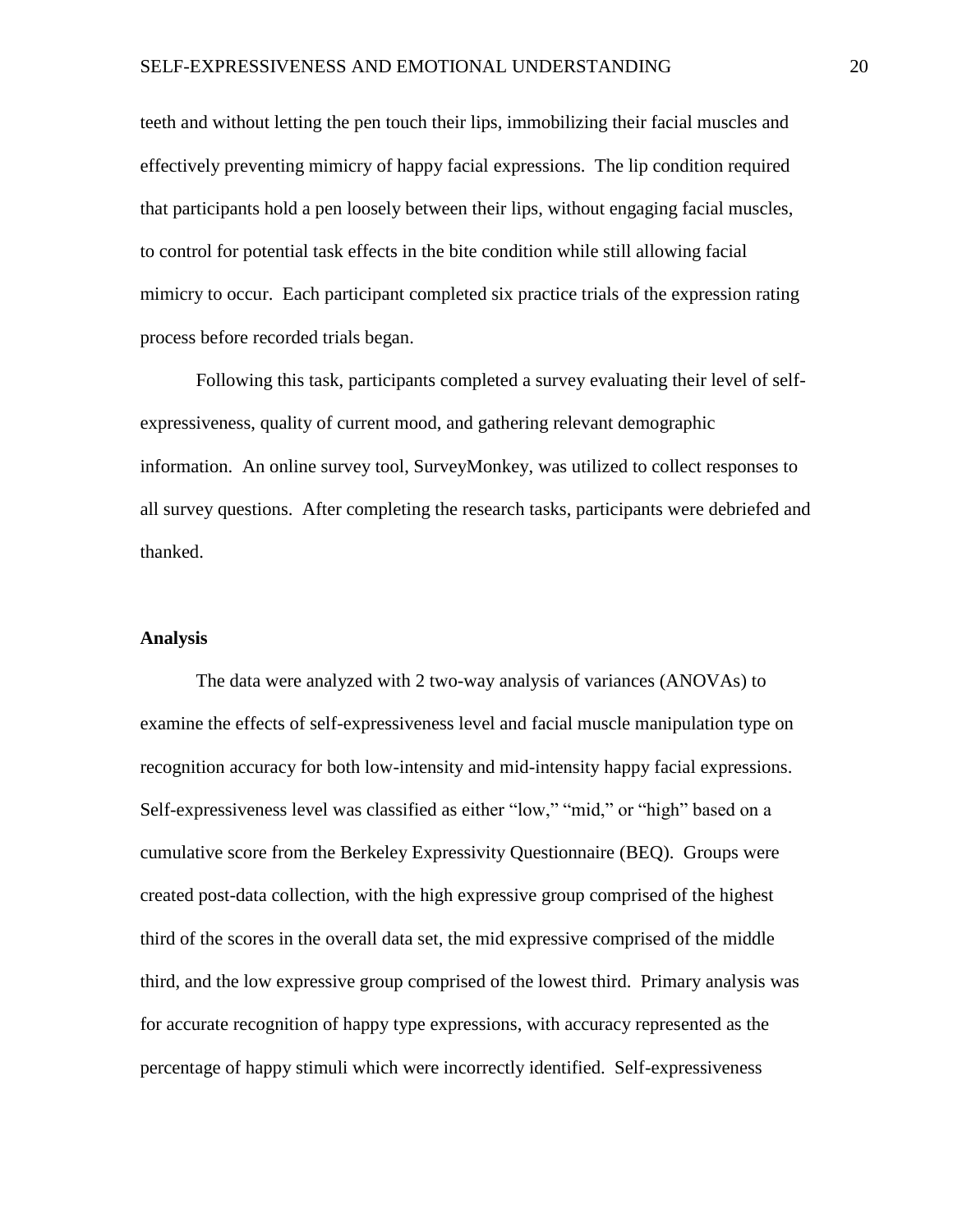teeth and without letting the pen touch their lips, immobilizing their facial muscles and effectively preventing mimicry of happy facial expressions. The lip condition required that participants hold a pen loosely between their lips, without engaging facial muscles, to control for potential task effects in the bite condition while still allowing facial mimicry to occur. Each participant completed six practice trials of the expression rating process before recorded trials began.

Following this task, participants completed a survey evaluating their level of self-expressiveness, quality of current mood, and gathering relevant demographic information. An online survey tool, SurveyMonkey, was utilized to collect responses to all survey questions. After completing the research tasks, participants were debriefed and thanked.

### Analysis

The data were analyzed with 2 two-way analysis of variances (ANOVAs) to examine the effects of self-expressiveness level and facial muscle manipulation type on recognition accuracy for both low-intensity and mid-intensity happy facial expressions. Self-expressiveness level was classified as either "low," "mid," or "high" based on a cumulative score from the Berkeley Expressivity Questionnaire (BEQ). Groups were created post-data collection, with the high expressive group comprised of the highest third of the scores in the overall data set, the mid expressive comprised of the middle third, and the low expressive group comprised of the lowest third. Primary analysis was for accurate recognition of happy type expressions, with accuracy represented as the percentage of happy stimuli which were incorrectly identified. Self-expressiveness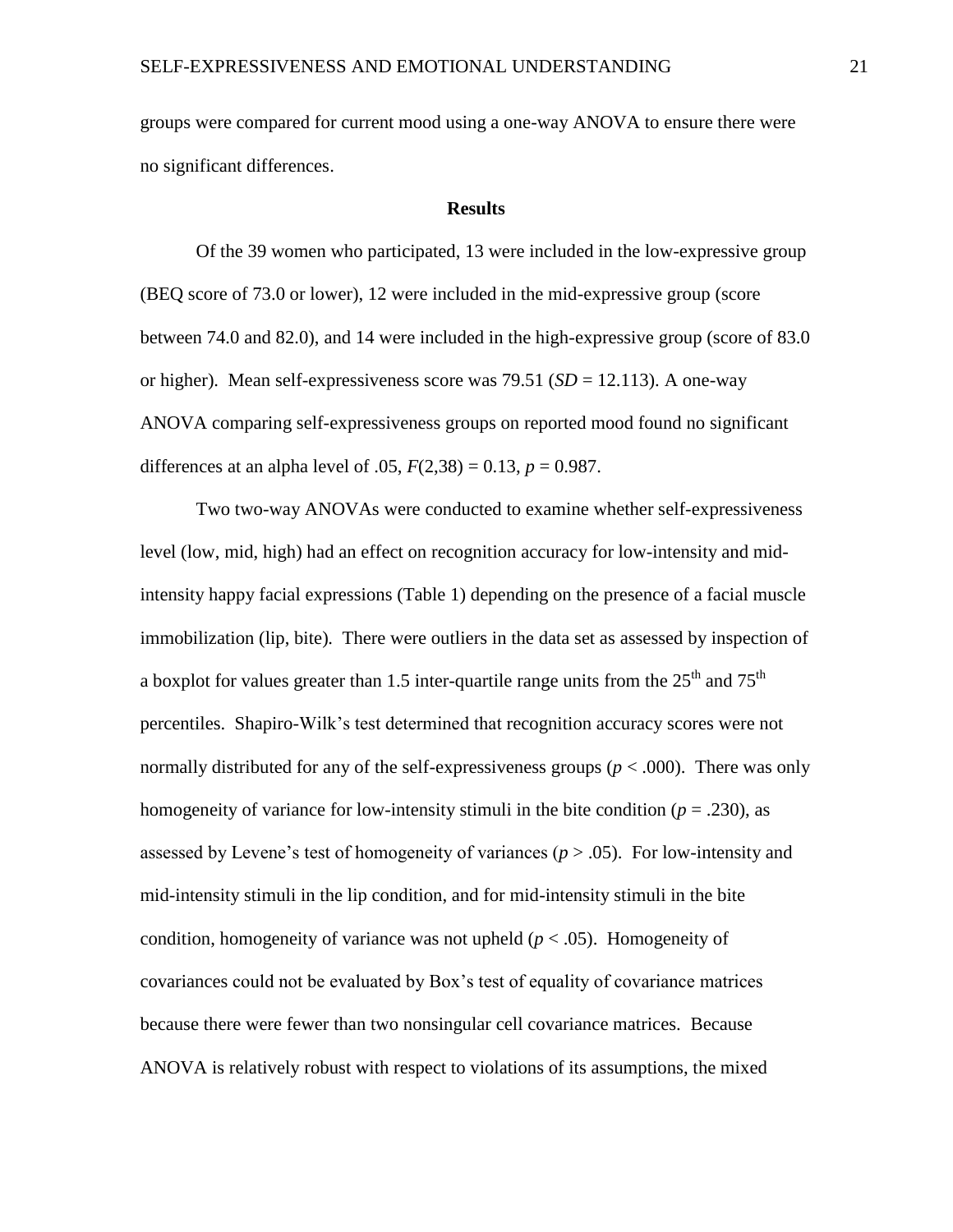groups were compared for current mood using a one-way ANOVA to ensure there were no significant differences.

## Results

Of the 39 women who participated, 13 were included in the low-expressive group (BEQ score of 73.0 or lower), 12 were included in the mid-expressive group (score between 74.0 and 82.0), and 14 were included in the high-expressive group (score of 83.0 or higher). Mean self-expressiveness score was 79.51 ($SD$ = 12.113). A one-way ANOVA comparing self-expressiveness groups on reported mood found no significant differences at an alpha level of .05, $F(2,38) = 0.13$, $p = 0.987$.

Two two-way ANOVAs were conducted to examine whether self-expressiveness level (low, mid, high) had an effect on recognition accuracy for low-intensity and mid-intensity happy facial expressions (Table 1) depending on the presence of a facial muscle immobilization (lip, bite). There were outliers in the data set as assessed by inspection of a boxplot for values greater than 1.5 inter-quartile range units from the 25th and 75th percentiles. Shapiro-Wilk's test determined that recognition accuracy scores were not normally distributed for any of the self-expressiveness groups ($p < .000$). There was only homogeneity of variance for low-intensity stimuli in the bite condition ($p = .230$), as assessed by Levene's test of homogeneity of variances ($p > .05$). For low-intensity and mid-intensity stimuli in the lip condition, and for mid-intensity stimuli in the bite condition, homogeneity of variance was not upheld ($p < .05$). Homogeneity of covariances could not be evaluated by Box's test of equality of covariance matrices because there were fewer than two nonsingular cell covariance matrices. Because ANOVA is relatively robust with respect to violations of its assumptions, the mixed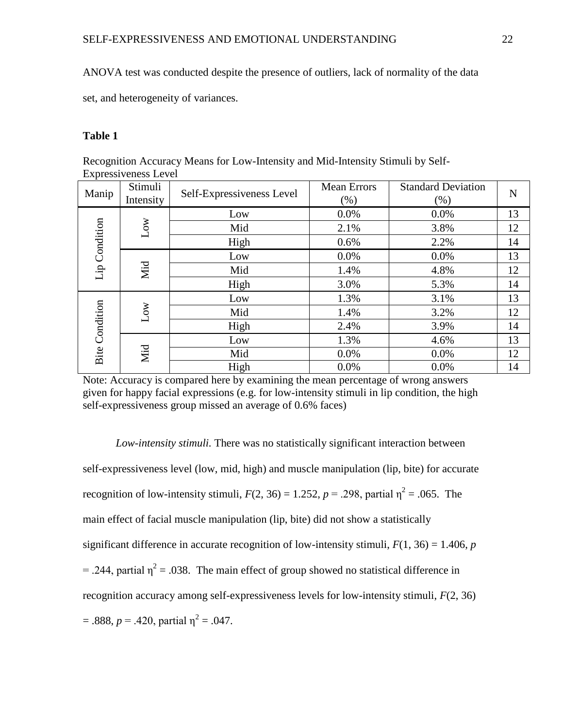ANOVA test was conducted despite the presence of outliers, lack of normality of the data set, and heterogeneity of variances.

**Table 1**

Recognition Accuracy Means for Low-Intensity and Mid-Intensity Stimuli by Self-Expressiveness Level

| Manip | Stimuli Intensity | Self-Expressiveness Level | Mean Errors (%) | Standard Deviation (%) | N |
|---|---|---|---|---|---|
| Lip Condition | Low | Low | 0.0% | 0.0% | 13 |
| | | Mid | 2.1% | 3.8% | 12 |
| | | High | 0.6% | 2.2% | 14 |
| | Mid | Low | 0.0% | 0.0% | 13 |
| | | Mid | 1.4% | 4.8% | 12 |
| | | High | 3.0% | 5.3% | 14 |
| Bite Condition | Low | Low | 1.3% | 3.1% | 13 |
| | | Mid | 1.4% | 3.2% | 12 |
| | | High | 2.4% | 3.9% | 14 |
| | Mid | Low | 1.3% | 4.6% | 13 |
| | | Mid | 0.0% | 0.0% | 12 |
| | | High | 0.0% | 0.0% | 14 |

Note: Accuracy is compared here by examining the mean percentage of wrong answers given for happy facial expressions (e.g. for low-intensity stimuli in lip condition, the high self-expressiveness group missed an average of 0.6% faces)

*Low-intensity stimuli.* There was no statistically significant interaction between self-expressiveness level (low, mid, high) and muscle manipulation (lip, bite) for accurate recognition of low-intensity stimuli, $F(2, 36) = 1.252$, $p = .298$, partial $\eta^2 = .065$. The main effect of facial muscle manipulation (lip, bite) did not show a statistically significant difference in accurate recognition of low-intensity stimuli, $F(1, 36) = 1.406$, $p = .244$, partial $\eta^2 = .038$. The main effect of group showed no statistical difference in recognition accuracy among self-expressiveness levels for low-intensity stimuli, $F(2, 36) = .888$, $p = .420$, partial $\eta^2 = .047$.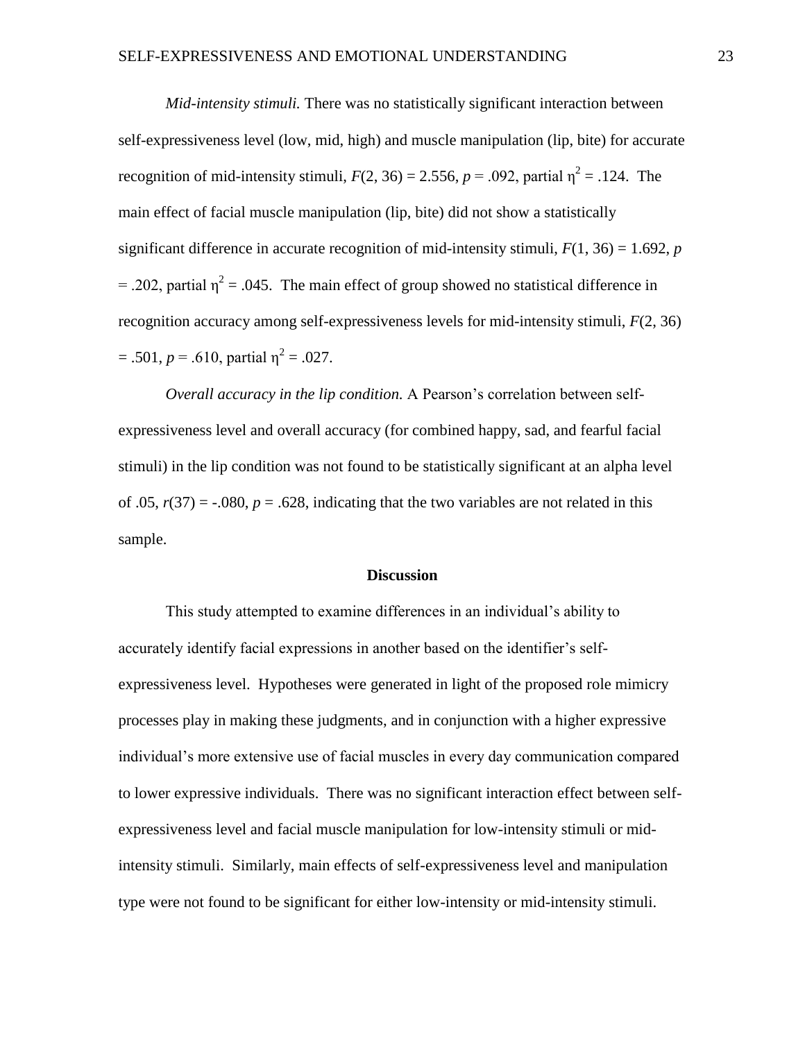*Mid-intensity stimuli.* There was no statistically significant interaction between self-expressiveness level (low, mid, high) and muscle manipulation (lip, bite) for accurate recognition of mid-intensity stimuli, $F(2, 36) = 2.556$, $p = .092$, partial $\eta^2 = .124$. The main effect of facial muscle manipulation (lip, bite) did not show a statistically significant difference in accurate recognition of mid-intensity stimuli, $F(1, 36) = 1.692$, $p = .202$, partial $\eta^2 = .045$. The main effect of group showed no statistical difference in recognition accuracy among self-expressiveness levels for mid-intensity stimuli, $F(2, 36) = .501$, $p = .610$, partial $\eta^2 = .027$.

*Overall accuracy in the lip condition.* A Pearson's correlation between self-expressiveness level and overall accuracy (for combined happy, sad, and fearful facial stimuli) in the lip condition was not found to be statistically significant at an alpha level of .05, $r(37) = -.080$, $p = .628$, indicating that the two variables are not related in this sample.

## Discussion

This study attempted to examine differences in an individual's ability to accurately identify facial expressions in another based on the identifier's self-expressiveness level. Hypotheses were generated in light of the proposed role mimicry processes play in making these judgments, and in conjunction with a higher expressive individual's more extensive use of facial muscles in every day communication compared to lower expressive individuals. There was no significant interaction effect between self-expressiveness level and facial muscle manipulation for low-intensity stimuli or mid-intensity stimuli. Similarly, main effects of self-expressiveness level and manipulation type were not found to be significant for either low-intensity or mid-intensity stimuli.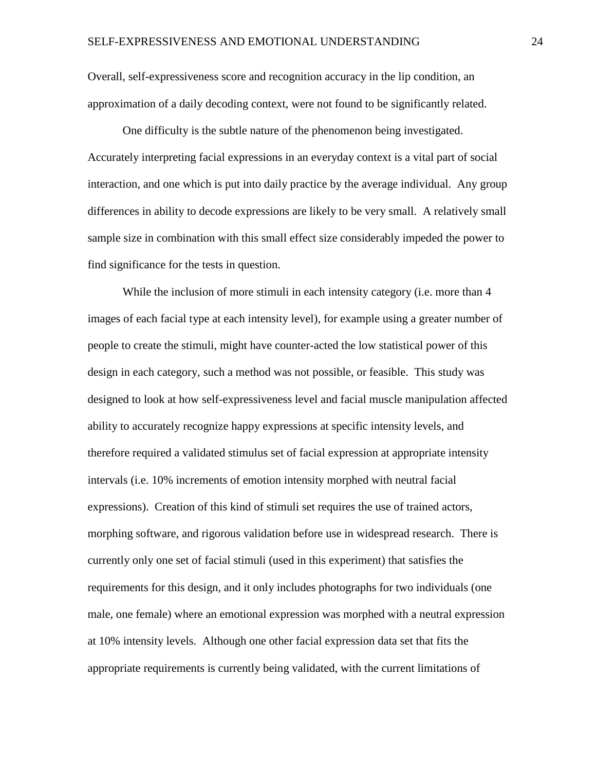Overall, self-expressiveness score and recognition accuracy in the lip condition, an approximation of a daily decoding context, were not found to be significantly related.

One difficulty is the subtle nature of the phenomenon being investigated. Accurately interpreting facial expressions in an everyday context is a vital part of social interaction, and one which is put into daily practice by the average individual. Any group differences in ability to decode expressions are likely to be very small. A relatively small sample size in combination with this small effect size considerably impeded the power to find significance for the tests in question.

While the inclusion of more stimuli in each intensity category (i.e. more than 4 images of each facial type at each intensity level), for example using a greater number of people to create the stimuli, might have counter-acted the low statistical power of this design in each category, such a method was not possible, or feasible. This study was designed to look at how self-expressiveness level and facial muscle manipulation affected ability to accurately recognize happy expressions at specific intensity levels, and therefore required a validated stimulus set of facial expression at appropriate intensity intervals (i.e. 10% increments of emotion intensity morphed with neutral facial expressions). Creation of this kind of stimuli set requires the use of trained actors, morphing software, and rigorous validation before use in widespread research. There is currently only one set of facial stimuli (used in this experiment) that satisfies the requirements for this design, and it only includes photographs for two individuals (one male, one female) where an emotional expression was morphed with a neutral expression at 10% intensity levels. Although one other facial expression data set that fits the appropriate requirements is currently being validated, with the current limitations of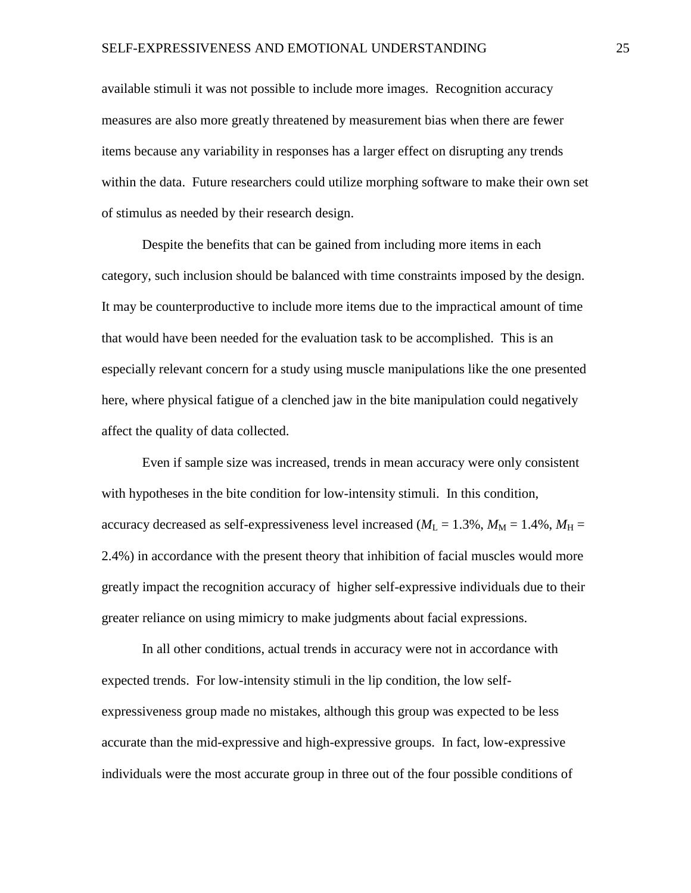available stimuli it was not possible to include more images. Recognition accuracy measures are also more greatly threatened by measurement bias when there are fewer items because any variability in responses has a larger effect on disrupting any trends within the data. Future researchers could utilize morphing software to make their own set of stimulus as needed by their research design.

Despite the benefits that can be gained from including more items in each category, such inclusion should be balanced with time constraints imposed by the design. It may be counterproductive to include more items due to the impractical amount of time that would have been needed for the evaluation task to be accomplished. This is an especially relevant concern for a study using muscle manipulations like the one presented here, where physical fatigue of a clenched jaw in the bite manipulation could negatively affect the quality of data collected.

Even if sample size was increased, trends in mean accuracy were only consistent with hypotheses in the bite condition for low-intensity stimuli. In this condition, accuracy decreased as self-expressiveness level increased ($M_L$ = 1.3%, $M_M$ = 1.4%, $M_H$ = 2.4%) in accordance with the present theory that inhibition of facial muscles would more greatly impact the recognition accuracy of higher self-expressive individuals due to their greater reliance on using mimicry to make judgments about facial expressions.

In all other conditions, actual trends in accuracy were not in accordance with expected trends. For low-intensity stimuli in the lip condition, the low self-expressiveness group made no mistakes, although this group was expected to be less accurate than the mid-expressive and high-expressive groups. In fact, low-expressive individuals were the most accurate group in three out of the four possible conditions of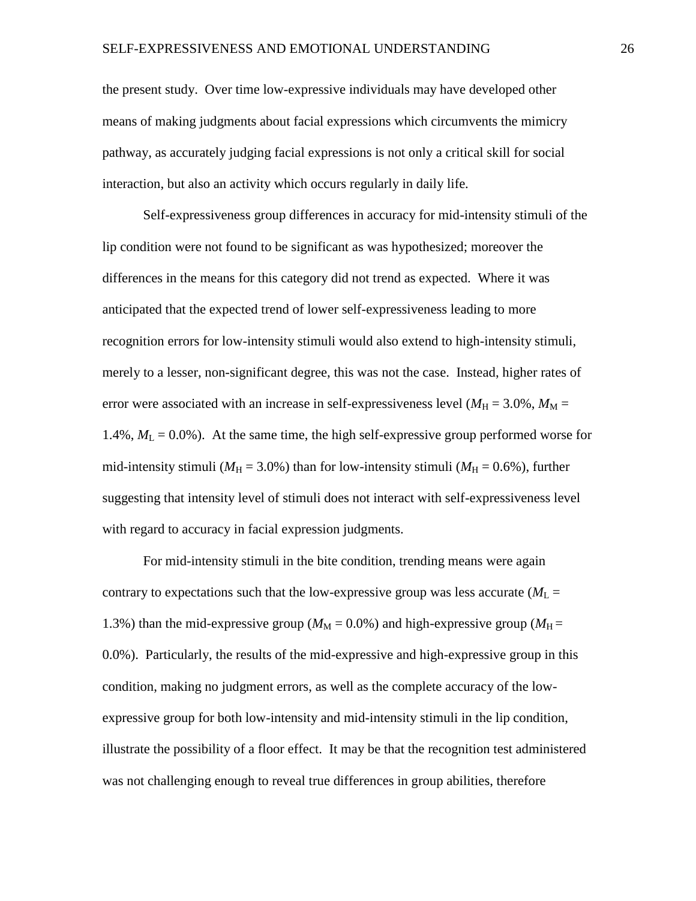the present study. Over time low-expressive individuals may have developed other means of making judgments about facial expressions which circumvents the mimicry pathway, as accurately judging facial expressions is not only a critical skill for social interaction, but also an activity which occurs regularly in daily life.

Self-expressiveness group differences in accuracy for mid-intensity stimuli of the lip condition were not found to be significant as was hypothesized; moreover the differences in the means for this category did not trend as expected. Where it was anticipated that the expected trend of lower self-expressiveness leading to more recognition errors for low-intensity stimuli would also extend to high-intensity stimuli, merely to a lesser, non-significant degree, this was not the case. Instead, higher rates of error were associated with an increase in self-expressiveness level ($M_H$ = 3.0%, $M_M$ = 1.4%, $M_L$ = 0.0%). At the same time, the high self-expressive group performed worse for mid-intensity stimuli ($M_H$ = 3.0%) than for low-intensity stimuli ($M_H$ = 0.6%), further suggesting that intensity level of stimuli does not interact with self-expressiveness level with regard to accuracy in facial expression judgments.

For mid-intensity stimuli in the bite condition, trending means were again contrary to expectations such that the low-expressive group was less accurate ($M_L$ = 1.3%) than the mid-expressive group ($M_M$ = 0.0%) and high-expressive group ($M_H$ = 0.0%). Particularly, the results of the mid-expressive and high-expressive group in this condition, making no judgment errors, as well as the complete accuracy of the low-expressive group for both low-intensity and mid-intensity stimuli in the lip condition, illustrate the possibility of a floor effect. It may be that the recognition test administered was not challenging enough to reveal true differences in group abilities, therefore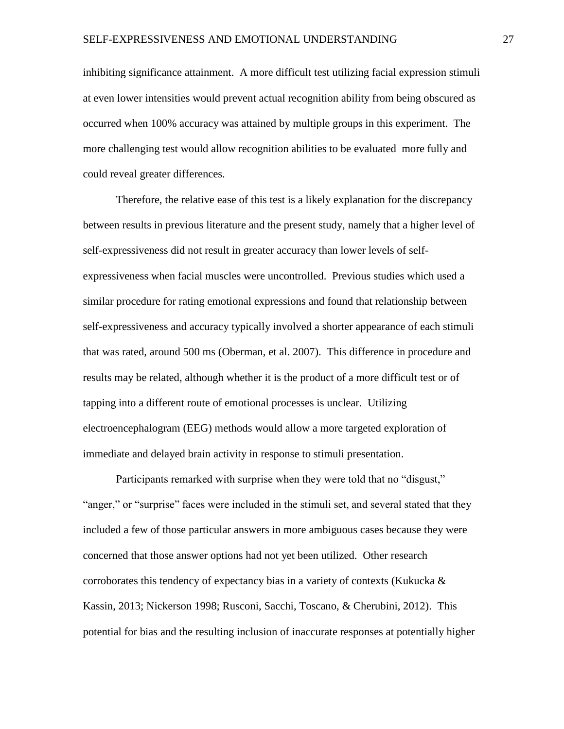inhibiting significance attainment. A more difficult test utilizing facial expression stimuli at even lower intensities would prevent actual recognition ability from being obscured as occurred when 100% accuracy was attained by multiple groups in this experiment. The more challenging test would allow recognition abilities to be evaluated more fully and could reveal greater differences.

Therefore, the relative ease of this test is a likely explanation for the discrepancy between results in previous literature and the present study, namely that a higher level of self-expressiveness did not result in greater accuracy than lower levels of self-expressiveness when facial muscles were uncontrolled. Previous studies which used a similar procedure for rating emotional expressions and found that relationship between self-expressiveness and accuracy typically involved a shorter appearance of each stimuli that was rated, around 500 ms (Oberman, et al. 2007). This difference in procedure and results may be related, although whether it is the product of a more difficult test or of tapping into a different route of emotional processes is unclear. Utilizing electroencephalogram (EEG) methods would allow a more targeted exploration of immediate and delayed brain activity in response to stimuli presentation.

Participants remarked with surprise when they were told that no "disgust," "anger," or "surprise" faces were included in the stimuli set, and several stated that they included a few of those particular answers in more ambiguous cases because they were concerned that those answer options had not yet been utilized. Other research corroborates this tendency of expectancy bias in a variety of contexts (Kukucka & Kassin, 2013; Nickerson 1998; Rusconi, Sacchi, Toscano, & Cherubini, 2012). This potential for bias and the resulting inclusion of inaccurate responses at potentially higher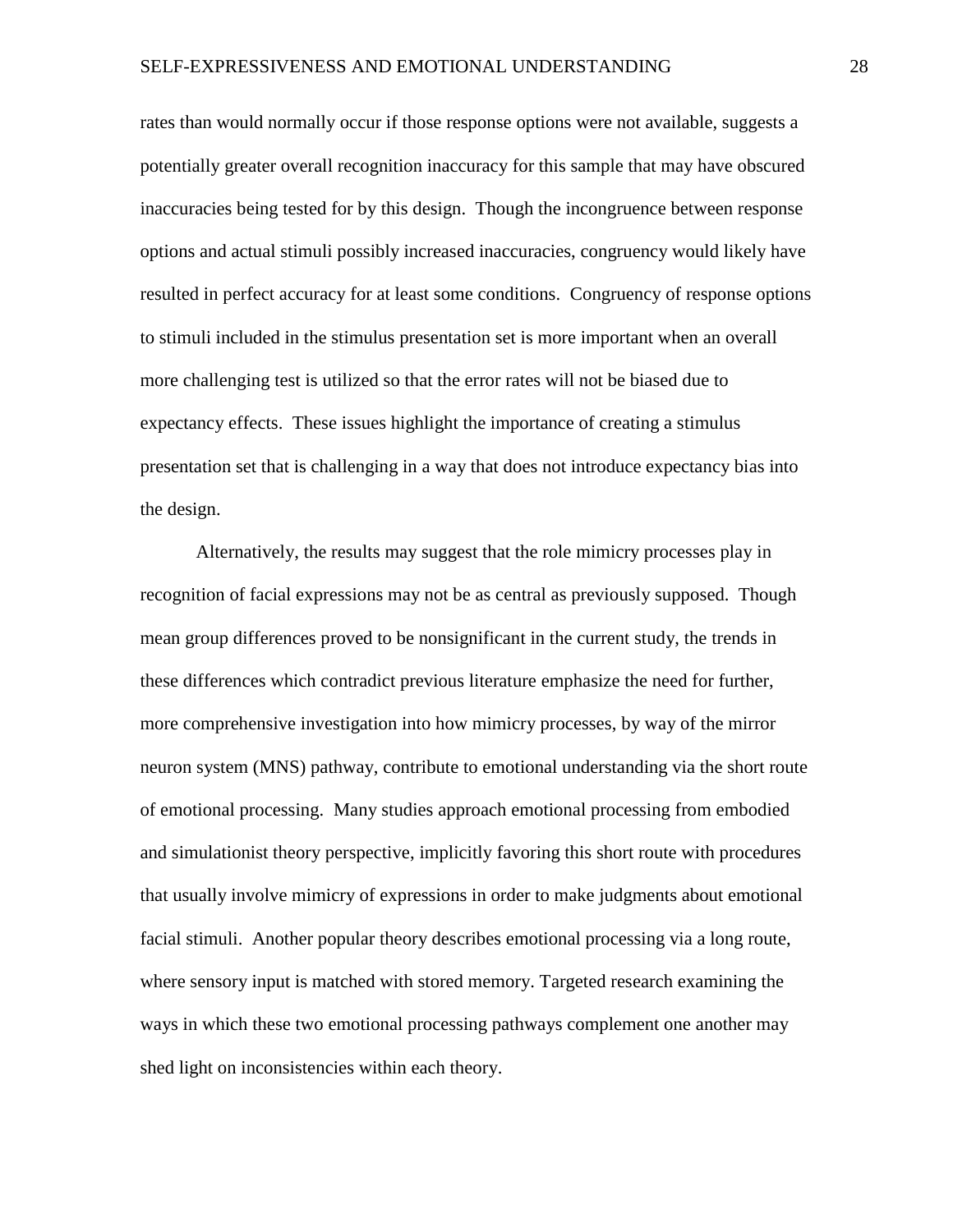rates than would normally occur if those response options were not available, suggests a potentially greater overall recognition inaccuracy for this sample that may have obscured inaccuracies being tested for by this design. Though the incongruence between response options and actual stimuli possibly increased inaccuracies, congruency would likely have resulted in perfect accuracy for at least some conditions. Congruency of response options to stimuli included in the stimulus presentation set is more important when an overall more challenging test is utilized so that the error rates will not be biased due to expectancy effects. These issues highlight the importance of creating a stimulus presentation set that is challenging in a way that does not introduce expectancy bias into the design.

Alternatively, the results may suggest that the role mimicry processes play in recognition of facial expressions may not be as central as previously supposed. Though mean group differences proved to be nonsignificant in the current study, the trends in these differences which contradict previous literature emphasize the need for further, more comprehensive investigation into how mimicry processes, by way of the mirror neuron system (MNS) pathway, contribute to emotional understanding via the short route of emotional processing. Many studies approach emotional processing from embodied and simulationist theory perspective, implicitly favoring this short route with procedures that usually involve mimicry of expressions in order to make judgments about emotional facial stimuli. Another popular theory describes emotional processing via a long route, where sensory input is matched with stored memory. Targeted research examining the ways in which these two emotional processing pathways complement one another may shed light on inconsistencies within each theory.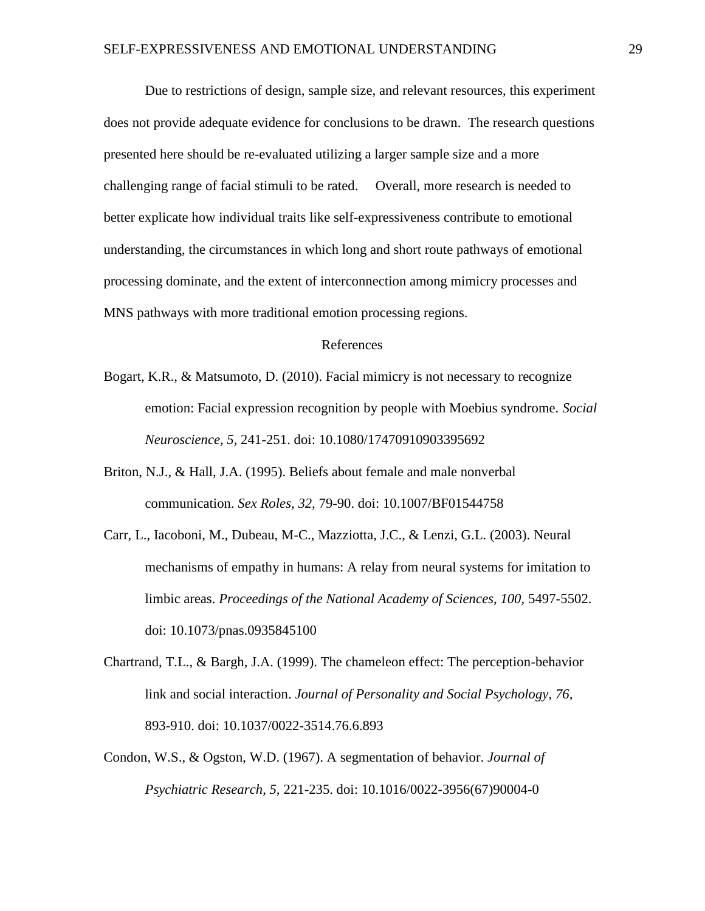Due to restrictions of design, sample size, and relevant resources, this experiment does not provide adequate evidence for conclusions to be drawn. The research questions presented here should be re-evaluated utilizing a larger sample size and a more challenging range of facial stimuli to be rated. Overall, more research is needed to better explicate how individual traits like self-expressiveness contribute to emotional understanding, the circumstances in which long and short route pathways of emotional processing dominate, and the extent of interconnection among mimicry processes and MNS pathways with more traditional emotion processing regions.

## References

Bogart, K.R., & Matsumoto, D. (2010). Facial mimicry is not necessary to recognize emotion: Facial expression recognition by people with Moebius syndrome. *Social Neuroscience, 5,* 241-251. doi: 10.1080/17470910903395692

Briton, N.J., & Hall, J.A. (1995). Beliefs about female and male nonverbal communication. *Sex Roles, 32,* 79-90. doi: 10.1007/BF01544758

Carr, L., Iacoboni, M., Dubeau, M-C., Mazziotta, J.C., & Lenzi, G.L. (2003). Neural mechanisms of empathy in humans: A relay from neural systems for imitation to limbic areas. *Proceedings of the National Academy of Sciences, 100,* 5497-5502. doi: 10.1073/pnas.0935845100

Chartrand, T.L., & Bargh, J.A. (1999). The chameleon effect: The perception-behavior link and social interaction. *Journal of Personality and Social Psychology, 76,* 893-910. doi: 10.1037/0022-3514.76.6.893

Condon, W.S., & Ogston, W.D. (1967). A segmentation of behavior. *Journal of Psychiatric Research, 5,* 221-235. doi: 10.1016/0022-3956(67)90004-0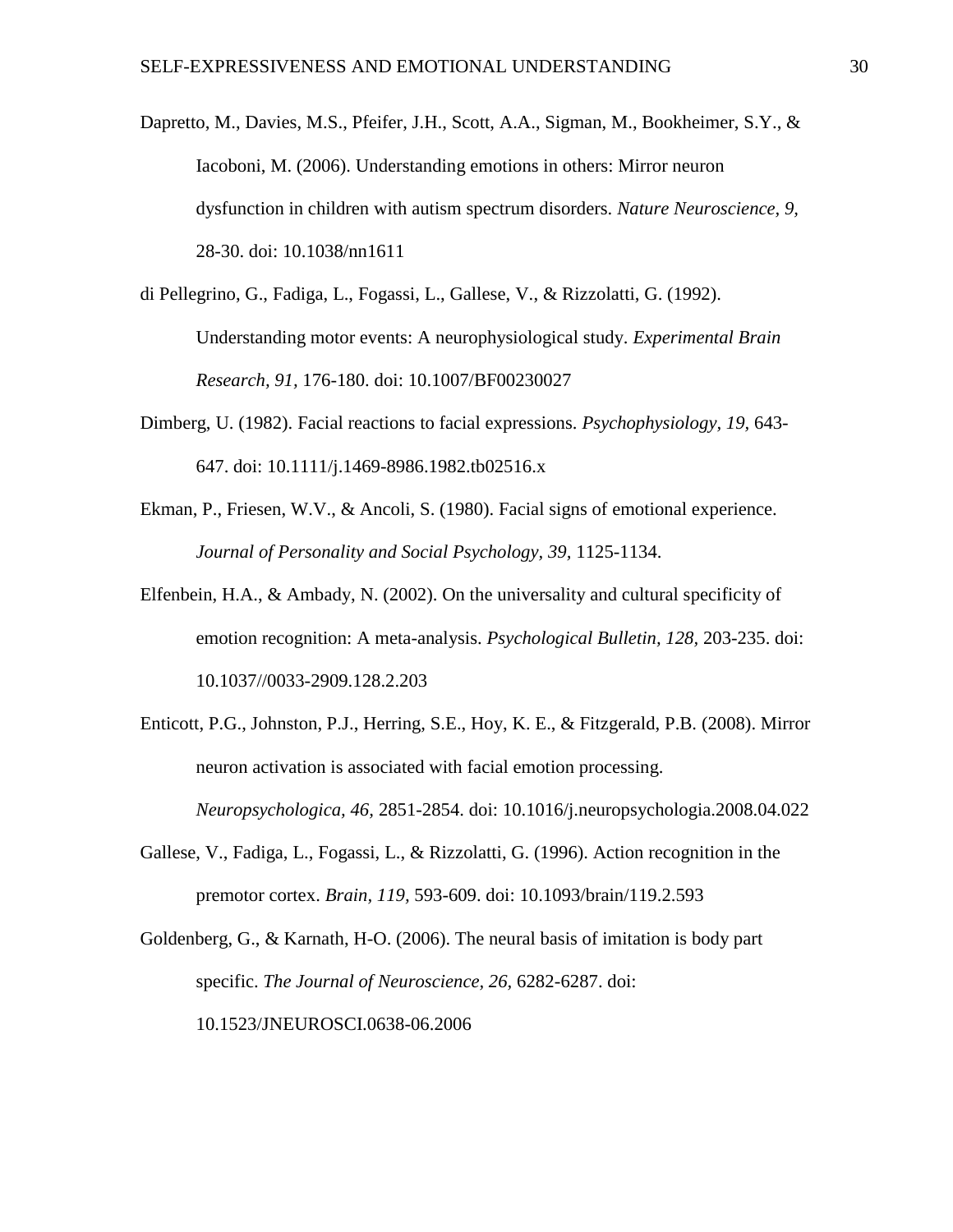Dapretto, M., Davies, M.S., Pfeifer, J.H., Scott, A.A., Sigman, M., Bookheimer, S.Y., & Iacoboni, M. (2006). Understanding emotions in others: Mirror neuron dysfunction in children with autism spectrum disorders. *Nature Neuroscience, 9,* 28-30. doi: 10.1038/nn1611

di Pellegrino, G., Fadiga, L., Fogassi, L., Gallese, V., & Rizzolatti, G. (1992). Understanding motor events: A neurophysiological study. *Experimental Brain Research, 91,* 176-180. doi: 10.1007/BF00230027

Dimberg, U. (1982). Facial reactions to facial expressions. *Psychophysiology, 19,* 643-647. doi: 10.1111/j.1469-8986.1982.tb02516.x

Ekman, P., Friesen, W.V., & Ancoli, S. (1980). Facial signs of emotional experience. *Journal of Personality and Social Psychology, 39,* 1125-1134.

Elfenbein, H.A., & Ambady, N. (2002). On the universality and cultural specificity of emotion recognition: A meta-analysis. *Psychological Bulletin, 128,* 203-235. doi: 10.1037//0033-2909.128.2.203

Enticott, P.G., Johnston, P.J., Herring, S.E., Hoy, K. E., & Fitzgerald, P.B. (2008). Mirror neuron activation is associated with facial emotion processing. *Neuropsychologica, 46,* 2851-2854. doi: 10.1016/j.neuropsychologia.2008.04.022

Gallese, V., Fadiga, L., Fogassi, L., & Rizzolatti, G. (1996). Action recognition in the premotor cortex. *Brain, 119,* 593-609. doi: 10.1093/brain/119.2.593

Goldenberg, G., & Karnath, H-O. (2006). The neural basis of imitation is body part specific. *The Journal of Neuroscience, 26,* 6282-6287. doi: 10.1523/JNEUROSCI.0638-06.2006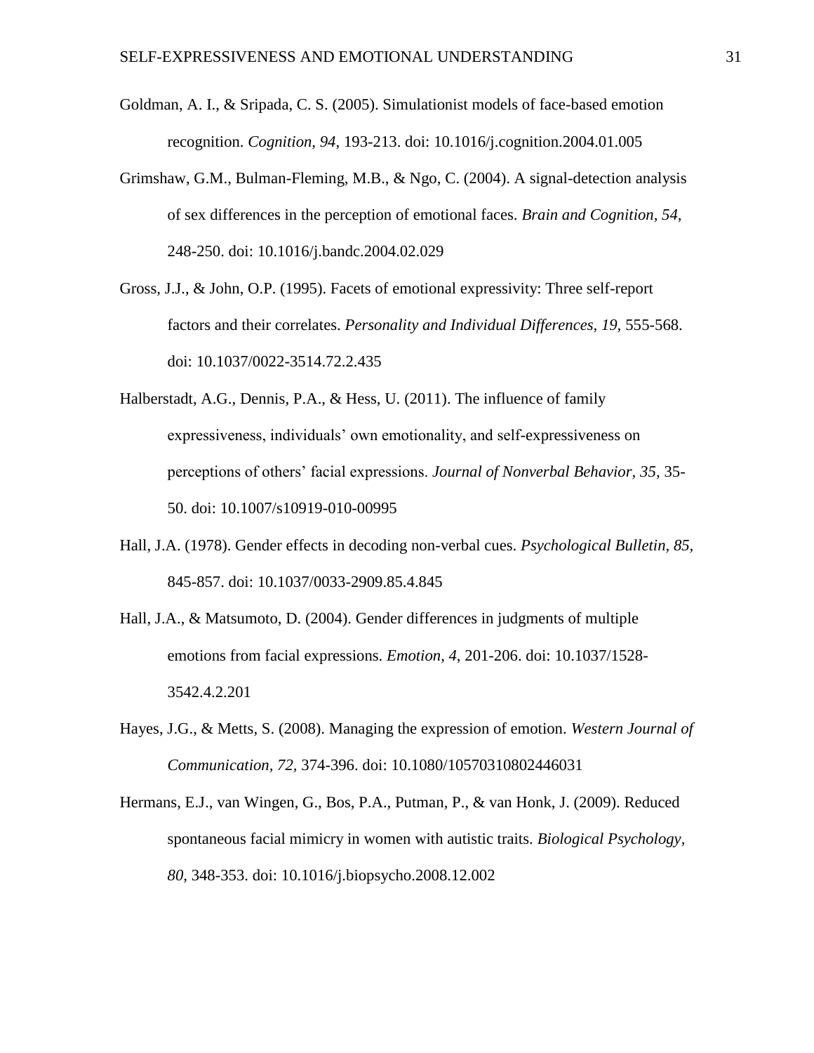Goldman, A. I., & Sripada, C. S. (2005). Simulationist models of face-based emotion recognition. *Cognition, 94,* 193-213. doi: 10.1016/j.cognition.2004.01.005

Grimshaw, G.M., Bulman-Fleming, M.B., & Ngo, C. (2004). A signal-detection analysis of sex differences in the perception of emotional faces. *Brain and Cognition, 54,* 248-250. doi: 10.1016/j.bandc.2004.02.029

Gross, J.J., & John, O.P. (1995). Facets of emotional expressivity: Three self-report factors and their correlates. *Personality and Individual Differences, 19,* 555-568. doi: 10.1037/0022-3514.72.2.435

Halberstadt, A.G., Dennis, P.A., & Hess, U. (2011). The influence of family expressiveness, individuals' own emotionality, and self-expressiveness on perceptions of others' facial expressions. *Journal of Nonverbal Behavior, 35,* 35-50. doi: 10.1007/s10919-010-00995

Hall, J.A. (1978). Gender effects in decoding non-verbal cues. *Psychological Bulletin, 85,* 845-857. doi: 10.1037/0033-2909.85.4.845

Hall, J.A., & Matsumoto, D. (2004). Gender differences in judgments of multiple emotions from facial expressions. *Emotion, 4,* 201-206. doi: 10.1037/1528-3542.4.2.201

Hayes, J.G., & Metts, S. (2008). Managing the expression of emotion. *Western Journal of Communication, 72,* 374-396. doi: 10.1080/10570310802446031

Hermans, E.J., van Wingen, G., Bos, P.A., Putman, P., & van Honk, J. (2009). Reduced spontaneous facial mimicry in women with autistic traits. *Biological Psychology, 80,* 348-353. doi: 10.1016/j.biopsycho.2008.12.002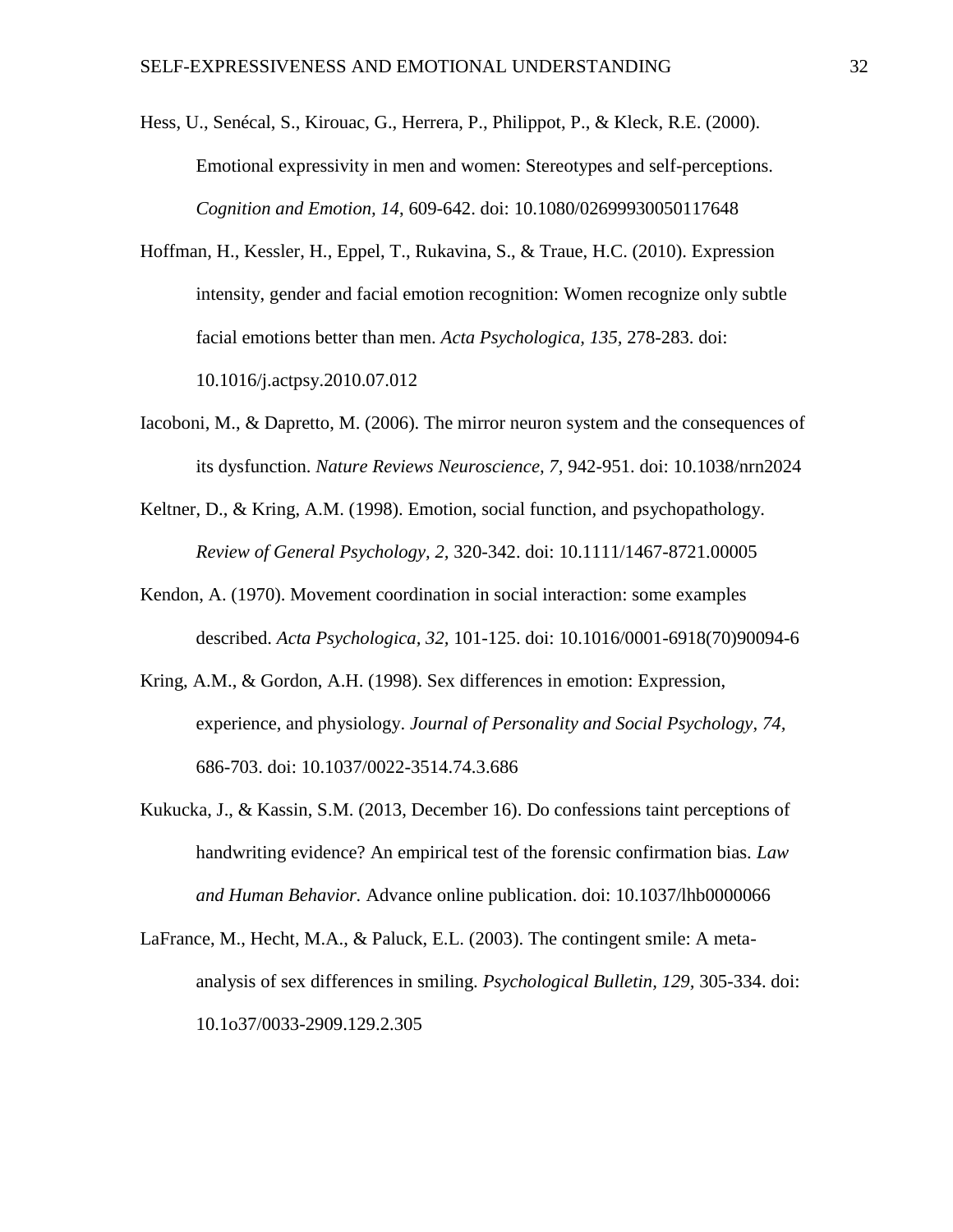Hess, U., Senécal, S., Kirouac, G., Herrera, P., Philippot, P., & Kleck, R.E. (2000). Emotional expressivity in men and women: Stereotypes and self-perceptions. *Cognition and Emotion, 14*, 609-642. doi: 10.1080/02699930050117648

Hoffman, H., Kessler, H., Eppel, T., Rukavina, S., & Traue, H.C. (2010). Expression intensity, gender and facial emotion recognition: Women recognize only subtle facial emotions better than men. *Acta Psychologica, 135,* 278-283. doi: 10.1016/j.actpsy.2010.07.012

Iacoboni, M., & Dapretto, M. (2006). The mirror neuron system and the consequences of its dysfunction. *Nature Reviews Neuroscience, 7,* 942-951. doi: 10.1038/nrn2024

Keltner, D., & Kring, A.M. (1998). Emotion, social function, and psychopathology. *Review of General Psychology, 2,* 320-342. doi: 10.1111/1467-8721.00005

Kendon, A. (1970). Movement coordination in social interaction: some examples described. *Acta Psychologica, 32,* 101-125. doi: 10.1016/0001-6918(70)90094-6

Kring, A.M., & Gordon, A.H. (1998). Sex differences in emotion: Expression, experience, and physiology. *Journal of Personality and Social Psychology, 74,* 686-703. doi: 10.1037/0022-3514.74.3.686

Kukucka, J., & Kassin, S.M. (2013, December 16). Do confessions taint perceptions of handwriting evidence? An empirical test of the forensic confirmation bias. *Law and Human Behavior.* Advance online publication. doi: 10.1037/lhb0000066

LaFrance, M., Hecht, M.A., & Paluck, E.L. (2003). The contingent smile: A meta-analysis of sex differences in smiling. *Psychological Bulletin, 129,* 305-334. doi: 10.1o37/0033-2909.129.2.305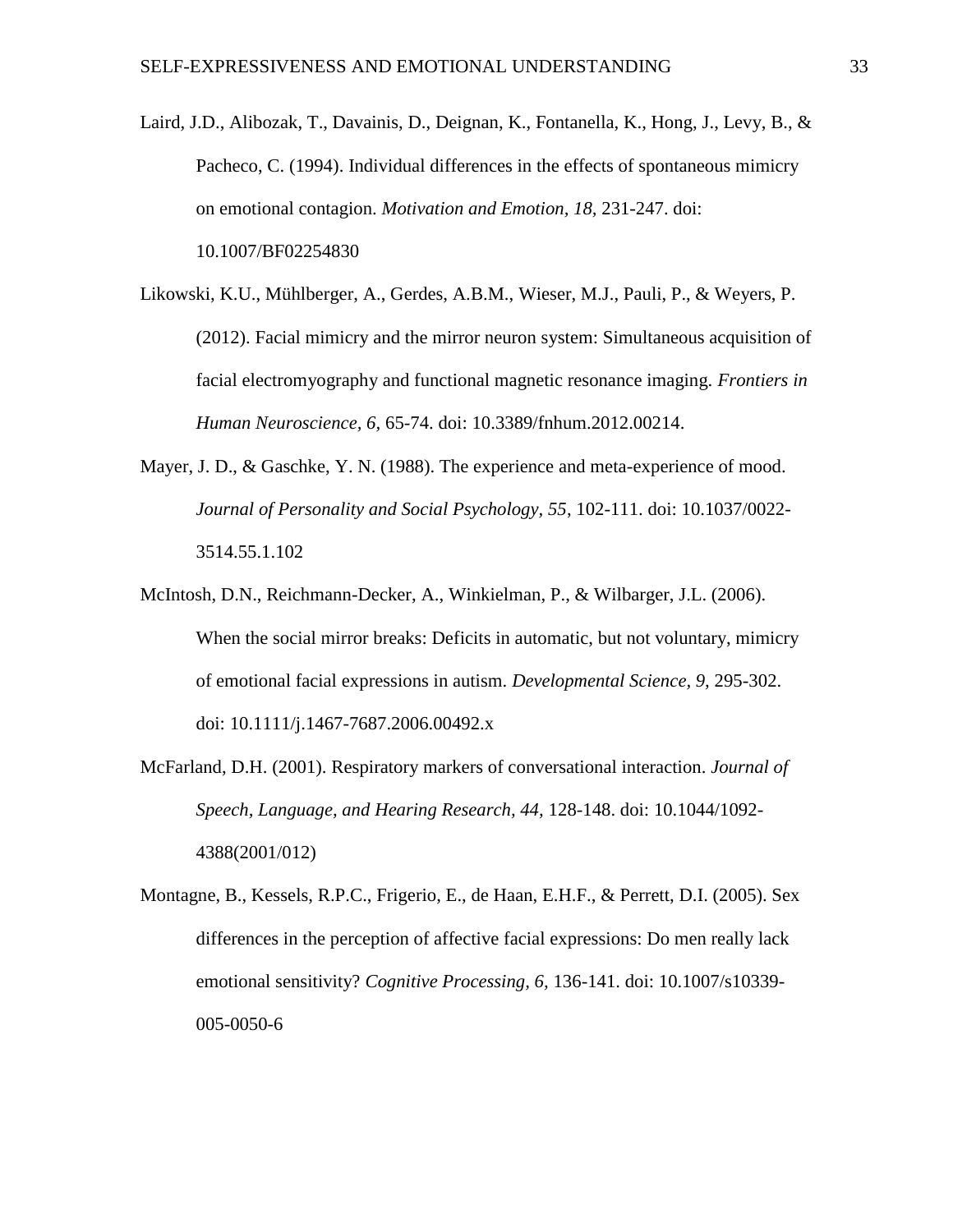Laird, J.D., Alibozak, T., Davainis, D., Deignan, K., Fontanella, K., Hong, J., Levy, B., & Pacheco, C. (1994). Individual differences in the effects of spontaneous mimicry on emotional contagion. *Motivation and Emotion, 18,* 231-247. doi: 10.1007/BF02254830

Likowski, K.U., Mühlberger, A., Gerdes, A.B.M., Wieser, M.J., Pauli, P., & Weyers, P. (2012). Facial mimicry and the mirror neuron system: Simultaneous acquisition of facial electromyography and functional magnetic resonance imaging. *Frontiers in Human Neuroscience, 6,* 65-74. doi: 10.3389/fnhum.2012.00214.

Mayer, J. D., & Gaschke, Y. N. (1988). The experience and meta-experience of mood. *Journal of Personality and Social Psychology, 55*, 102-111. doi: 10.1037/0022-3514.55.1.102

McIntosh, D.N., Reichmann-Decker, A., Winkielman, P., & Wilbarger, J.L. (2006). When the social mirror breaks: Deficits in automatic, but not voluntary, mimicry of emotional facial expressions in autism. *Developmental Science, 9,* 295-302. doi: 10.1111/j.1467-7687.2006.00492.x

McFarland, D.H. (2001). Respiratory markers of conversational interaction. *Journal of Speech, Language, and Hearing Research, 44,* 128-148. doi: 10.1044/1092-4388(2001/012)

Montagne, B., Kessels, R.P.C., Frigerio, E., de Haan, E.H.F., & Perrett, D.I. (2005). Sex differences in the perception of affective facial expressions: Do men really lack emotional sensitivity? *Cognitive Processing, 6,* 136-141. doi: 10.1007/s10339-005-0050-6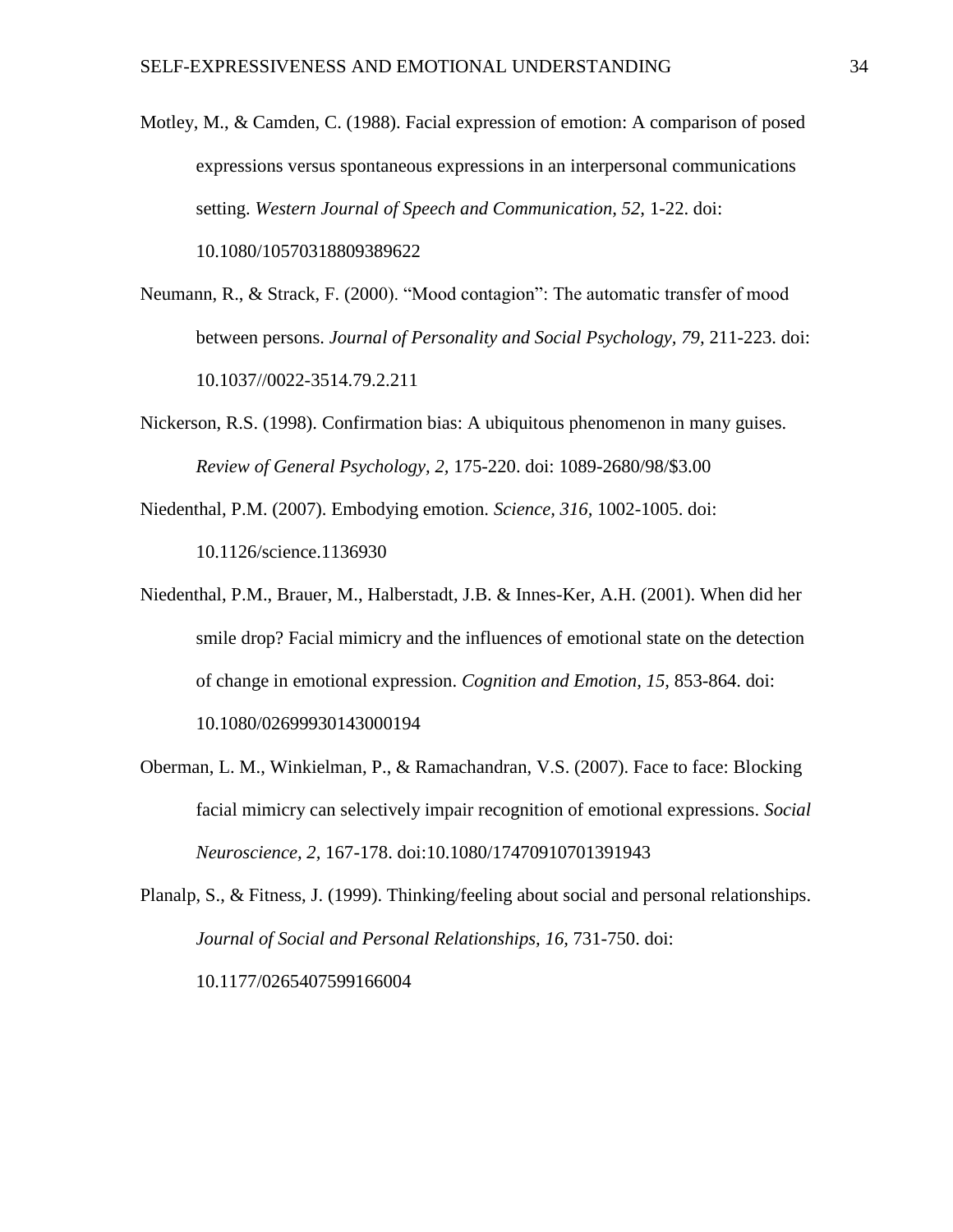Motley, M., & Camden, C. (1988). Facial expression of emotion: A comparison of posed expressions versus spontaneous expressions in an interpersonal communications setting. *Western Journal of Speech and Communication, 52,* 1-22. doi: 10.1080/10570318809389622

Neumann, R., & Strack, F. (2000). "Mood contagion": The automatic transfer of mood between persons. *Journal of Personality and Social Psychology, 79,* 211-223. doi: 10.1037//0022-3514.79.2.211

Nickerson, R.S. (1998). Confirmation bias: A ubiquitous phenomenon in many guises. *Review of General Psychology, 2,* 175-220. doi: 1089-2680/98/$3.00

Niedenthal, P.M. (2007). Embodying emotion. *Science, 316,* 1002-1005. doi: 10.1126/science.1136930

Niedenthal, P.M., Brauer, M., Halberstadt, J.B. & Innes-Ker, A.H. (2001). When did her smile drop? Facial mimicry and the influences of emotional state on the detection of change in emotional expression. *Cognition and Emotion, 15,* 853-864. doi: 10.1080/02699930143000194

Oberman, L. M., Winkielman, P., & Ramachandran, V.S. (2007). Face to face: Blocking facial mimicry can selectively impair recognition of emotional expressions. *Social Neuroscience, 2,* 167-178. doi:10.1080/17470910701391943

Planalp, S., & Fitness, J. (1999). Thinking/feeling about social and personal relationships. *Journal of Social and Personal Relationships, 16,* 731-750. doi: 10.1177/0265407599166004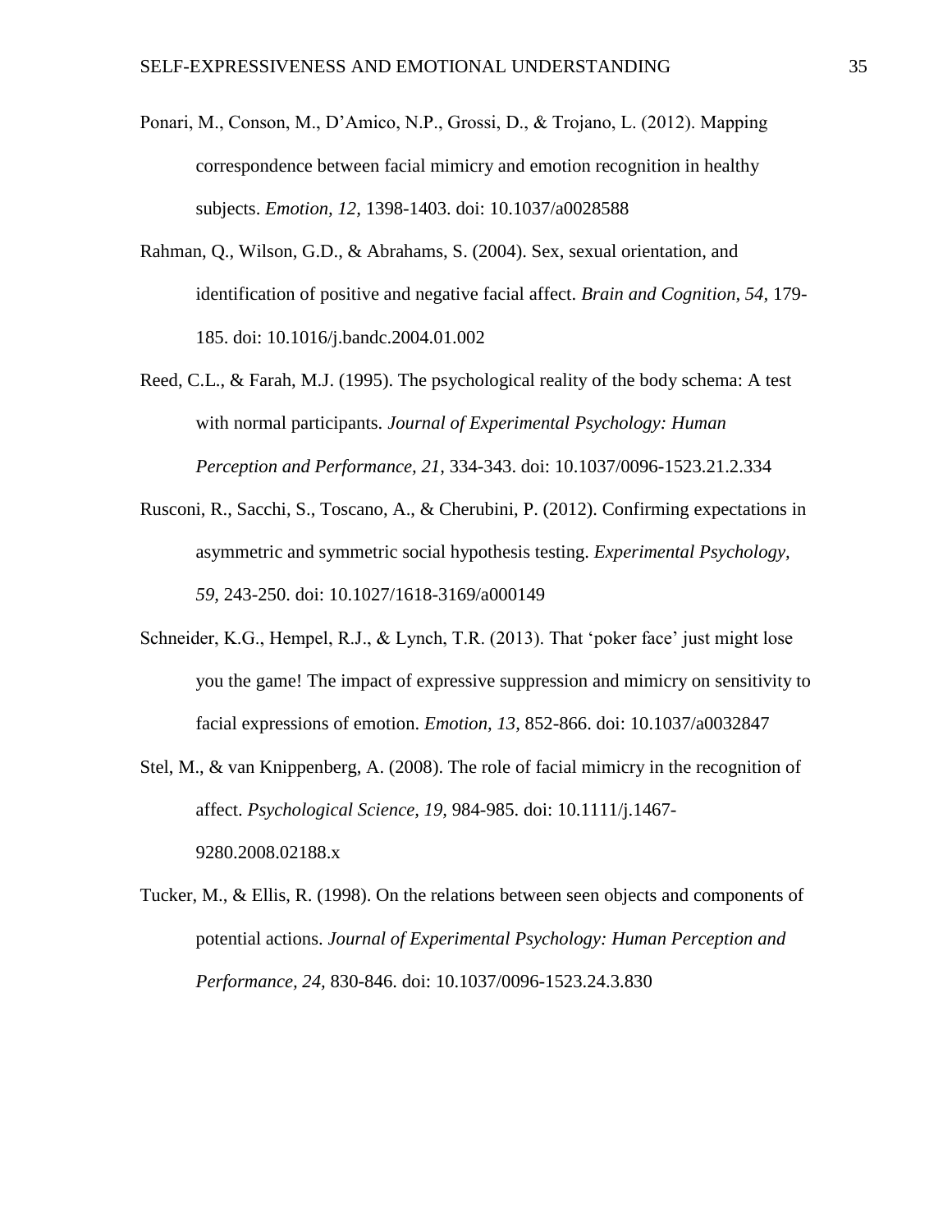Ponari, M., Conson, M., D'Amico, N.P., Grossi, D., & Trojano, L. (2012). Mapping correspondence between facial mimicry and emotion recognition in healthy subjects. *Emotion, 12,* 1398-1403. doi: 10.1037/a0028588

Rahman, Q., Wilson, G.D., & Abrahams, S. (2004). Sex, sexual orientation, and identification of positive and negative facial affect. *Brain and Cognition, 54,* 179-185. doi: 10.1016/j.bandc.2004.01.002

Reed, C.L., & Farah, M.J. (1995). The psychological reality of the body schema: A test with normal participants. *Journal of Experimental Psychology: Human Perception and Performance, 21,* 334-343. doi: 10.1037/0096-1523.21.2.334

Rusconi, R., Sacchi, S., Toscano, A., & Cherubini, P. (2012). Confirming expectations in asymmetric and symmetric social hypothesis testing. *Experimental Psychology, 59,* 243-250. doi: 10.1027/1618-3169/a000149

Schneider, K.G., Hempel, R.J., & Lynch, T.R. (2013). That 'poker face' just might lose you the game! The impact of expressive suppression and mimicry on sensitivity to facial expressions of emotion. *Emotion, 13,* 852-866. doi: 10.1037/a0032847

Stel, M., & van Knippenberg, A. (2008). The role of facial mimicry in the recognition of affect. *Psychological Science, 19,* 984-985. doi: 10.1111/j.1467-9280.2008.02188.x

Tucker, M., & Ellis, R. (1998). On the relations between seen objects and components of potential actions. *Journal of Experimental Psychology: Human Perception and Performance, 24,* 830-846. doi: 10.1037/0096-1523.24.3.830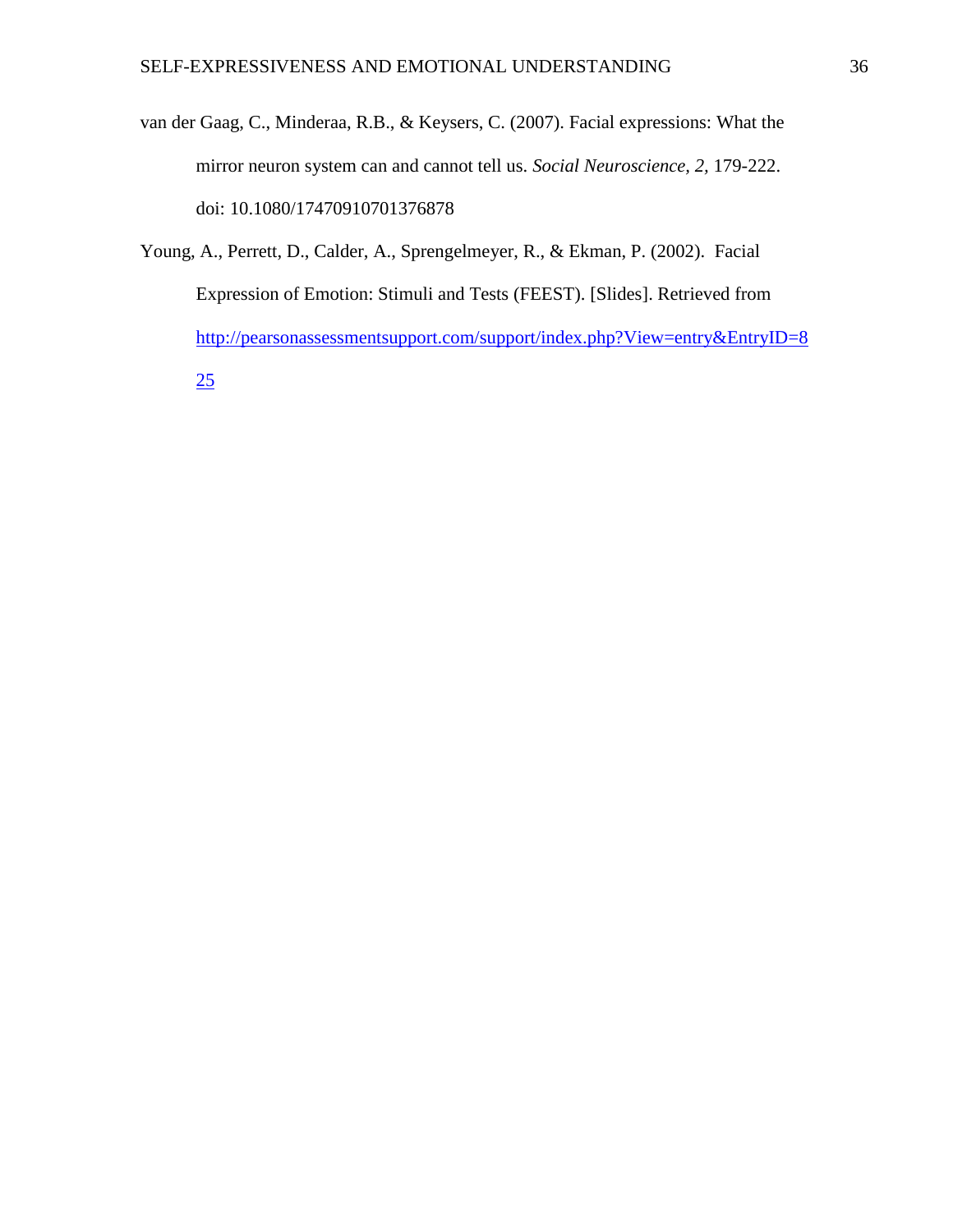van der Gaag, C., Minderaa, R.B., & Keysers, C. (2007). Facial expressions: What the mirror neuron system can and cannot tell us. *Social Neuroscience, 2,* 179-222. doi: 10.1080/17470910701376878

Young, A., Perrett, D., Calder, A., Sprengelmeyer, R., & Ekman, P. (2002). Facial Expression of Emotion: Stimuli and Tests (FEEST). [Slides]. Retrieved from http://pearsonassessmentsupport.com/support/index.php?View=entry&EntryID=825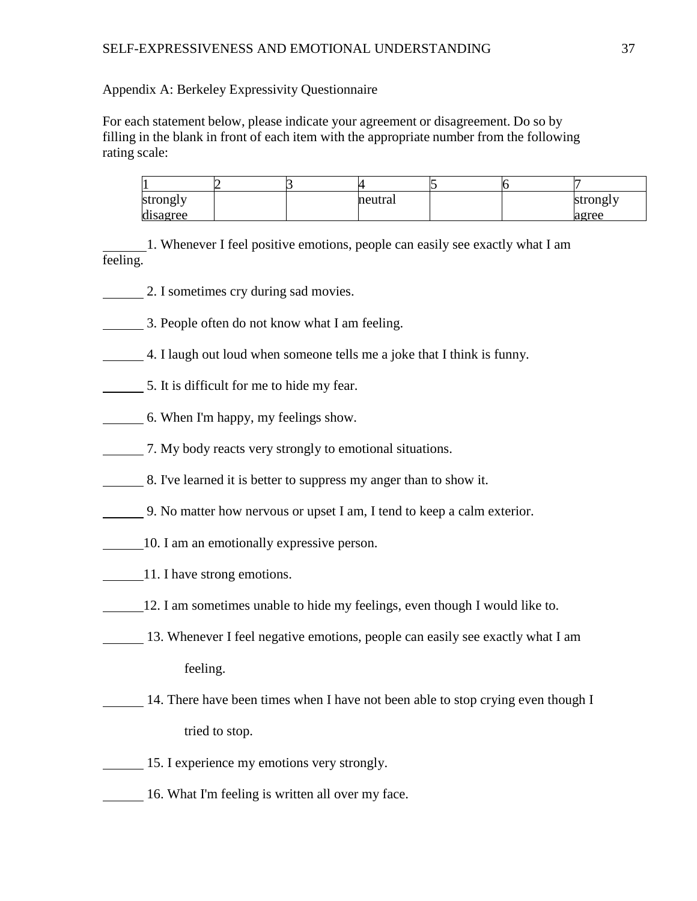Appendix A: Berkeley Expressivity Questionnaire

For each statement below, please indicate your agreement or disagreement. Do so by filling in the blank in front of each item with the appropriate number from the following rating scale:

| 1 | 2 | 3 | 4 | 5 | 6 | 7 |
|---|---|---|---|---|---|---|
| strongly disagree | | | neutral | | | strongly agree |

______1. Whenever I feel positive emotions, people can easily see exactly what I am feeling.

______ 2. I sometimes cry during sad movies.

______ 3. People often do not know what I am feeling.

______ 4. I laugh out loud when someone tells me a joke that I think is funny.

______ 5. It is difficult for me to hide my fear.

______ 6. When I'm happy, my feelings show.

______ 7. My body reacts very strongly to emotional situations.

______ 8. I've learned it is better to suppress my anger than to show it.

______ 9. No matter how nervous or upset I am, I tend to keep a calm exterior.

______10. I am an emotionally expressive person.

______11. I have strong emotions.

______12. I am sometimes unable to hide my feelings, even though I would like to.

______ 13. Whenever I feel negative emotions, people can easily see exactly what I am feeling.

______ 14. There have been times when I have not been able to stop crying even though I tried to stop.

______ 15. I experience my emotions very strongly.

______ 16. What I'm feeling is written all over my face.